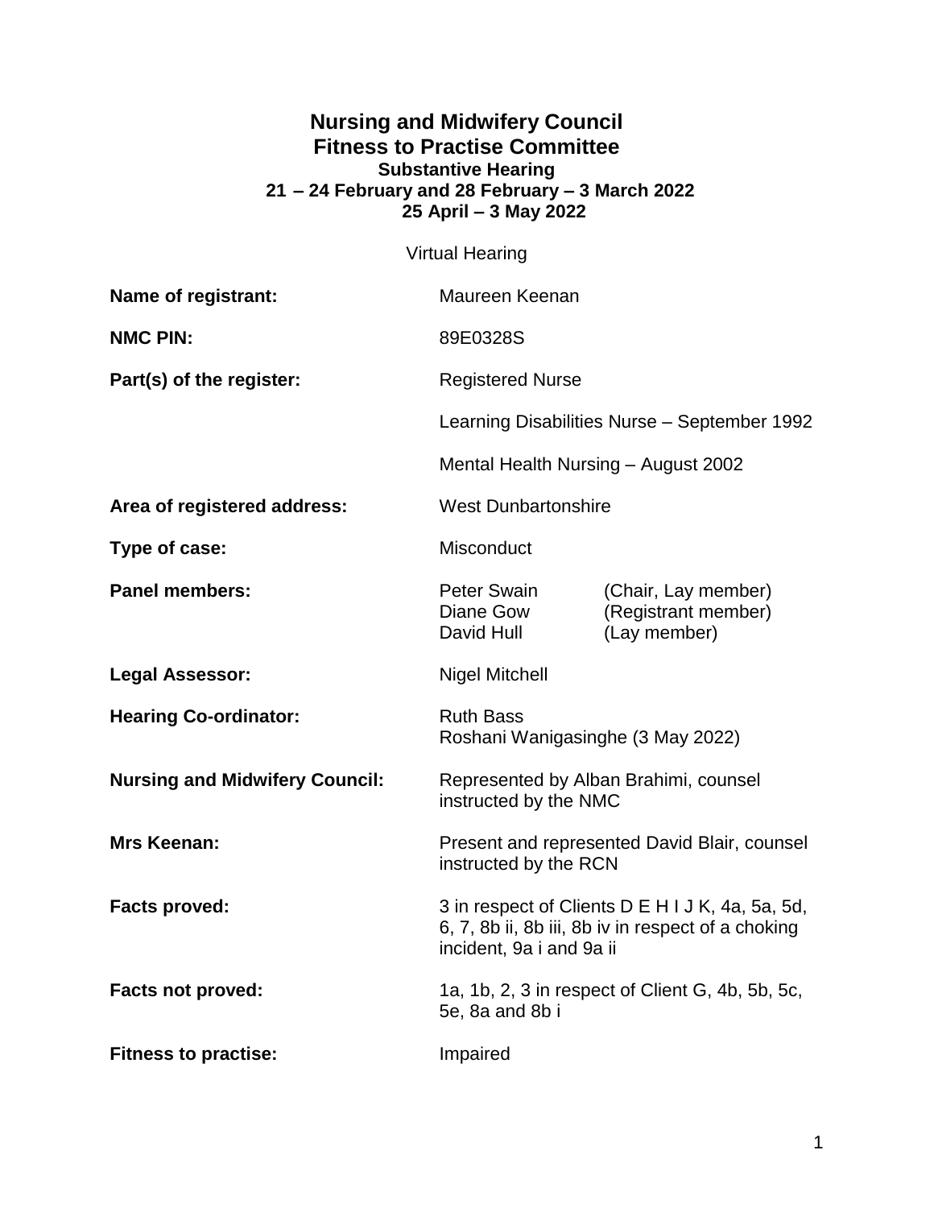# Nursing and Midwifery Council
# Fitness to Practise Committee
### Substantive Hearing
### 21 – 24 February and 28 February – 3 March 2022
### 25 April – 3 May 2022

Virtual Hearing

| | |
|---|---|
| **Name of registrant:** | Maureen Keenan |
| **NMC PIN:** | 89E0328S |
| **Part(s) of the register:** | Registered Nurse<br><br>Learning Disabilities Nurse – September 1992<br><br>Mental Health Nursing – August 2002 |
| **Area of registered address:** | West Dunbartonshire |
| **Type of case:** | Misconduct |
| **Panel members:** | Peter Swain (Chair, Lay member)<br>Diane Gow (Registrant member)<br>David Hull (Lay member) |
| **Legal Assessor:** | Nigel Mitchell |
| **Hearing Co-ordinator:** | Ruth Bass<br>Roshani Wanigasinghe (3 May 2022) |
| **Nursing and Midwifery Council:** | Represented by Alban Brahimi, counsel instructed by the NMC |
| **Mrs Keenan:** | Present and represented David Blair, counsel instructed by the RCN |
| **Facts proved:** | 3 in respect of Clients D E H I J K, 4a, 5a, 5d, 6, 7, 8b ii, 8b iii, 8b iv in respect of a choking incident, 9a i and 9a ii |
| **Facts not proved:** | 1a, 1b, 2, 3 in respect of Client G, 4b, 5b, 5c, 5e, 8a and 8b i |
| **Fitness to practise:** | Impaired |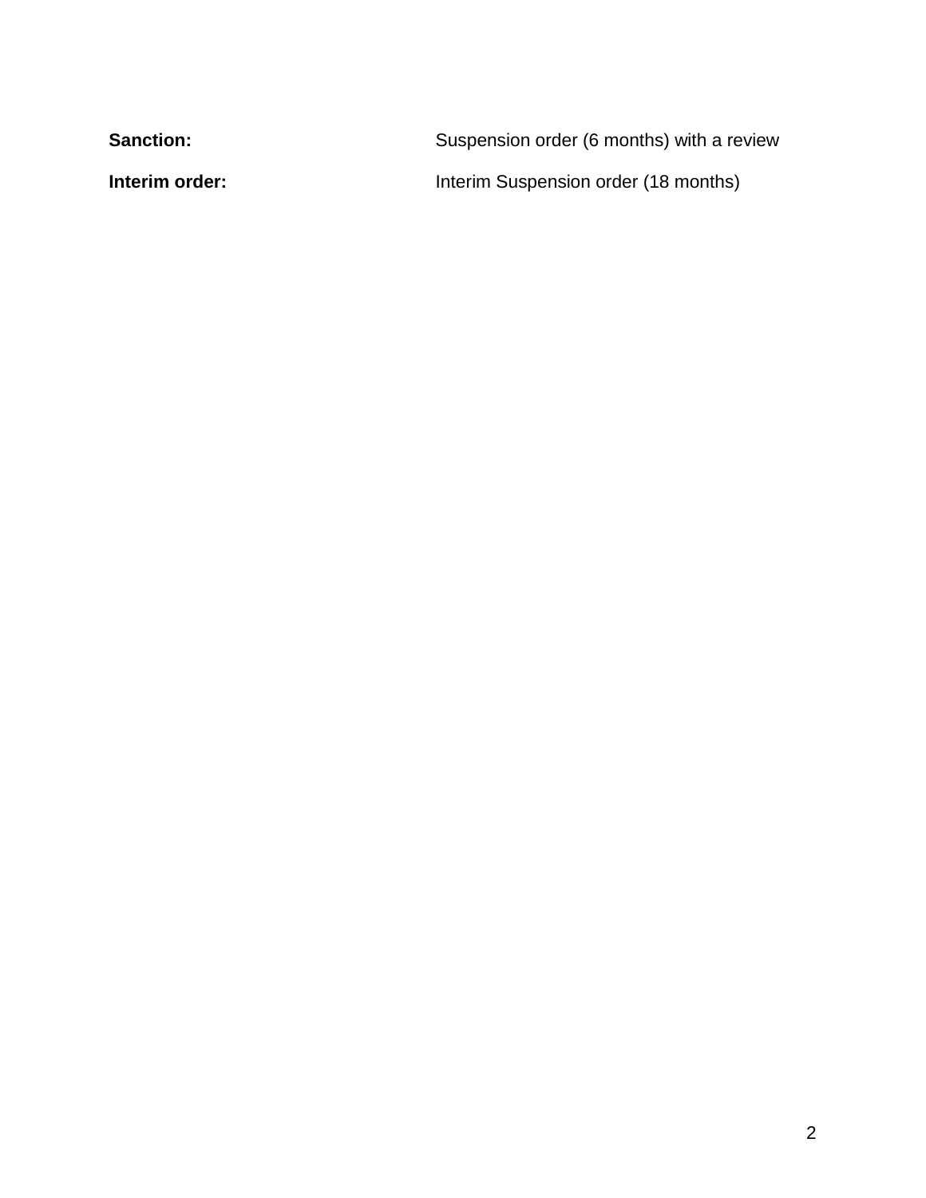| | |
|---|---|
| **Sanction:** | Suspension order (6 months) with a review |
| **Interim order:** | Interim Suspension order (18 months) |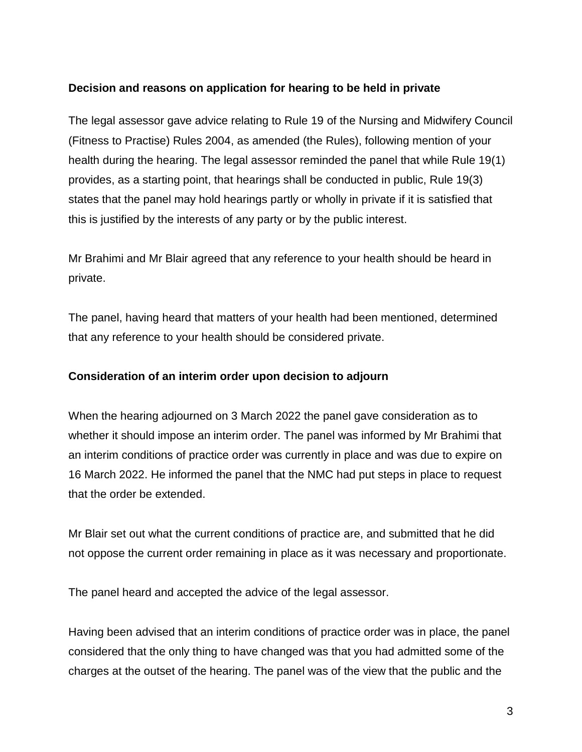**Decision and reasons on application for hearing to be held in private**

The legal assessor gave advice relating to Rule 19 of the Nursing and Midwifery Council (Fitness to Practise) Rules 2004, as amended (the Rules), following mention of your health during the hearing. The legal assessor reminded the panel that while Rule 19(1) provides, as a starting point, that hearings shall be conducted in public, Rule 19(3) states that the panel may hold hearings partly or wholly in private if it is satisfied that this is justified by the interests of any party or by the public interest.

Mr Brahimi and Mr Blair agreed that any reference to your health should be heard in private.

The panel, having heard that matters of your health had been mentioned, determined that any reference to your health should be considered private.

**Consideration of an interim order upon decision to adjourn**

When the hearing adjourned on 3 March 2022 the panel gave consideration as to whether it should impose an interim order. The panel was informed by Mr Brahimi that an interim conditions of practice order was currently in place and was due to expire on 16 March 2022. He informed the panel that the NMC had put steps in place to request that the order be extended.

Mr Blair set out what the current conditions of practice are, and submitted that he did not oppose the current order remaining in place as it was necessary and proportionate.

The panel heard and accepted the advice of the legal assessor.

Having been advised that an interim conditions of practice order was in place, the panel considered that the only thing to have changed was that you had admitted some of the charges at the outset of the hearing. The panel was of the view that the public and the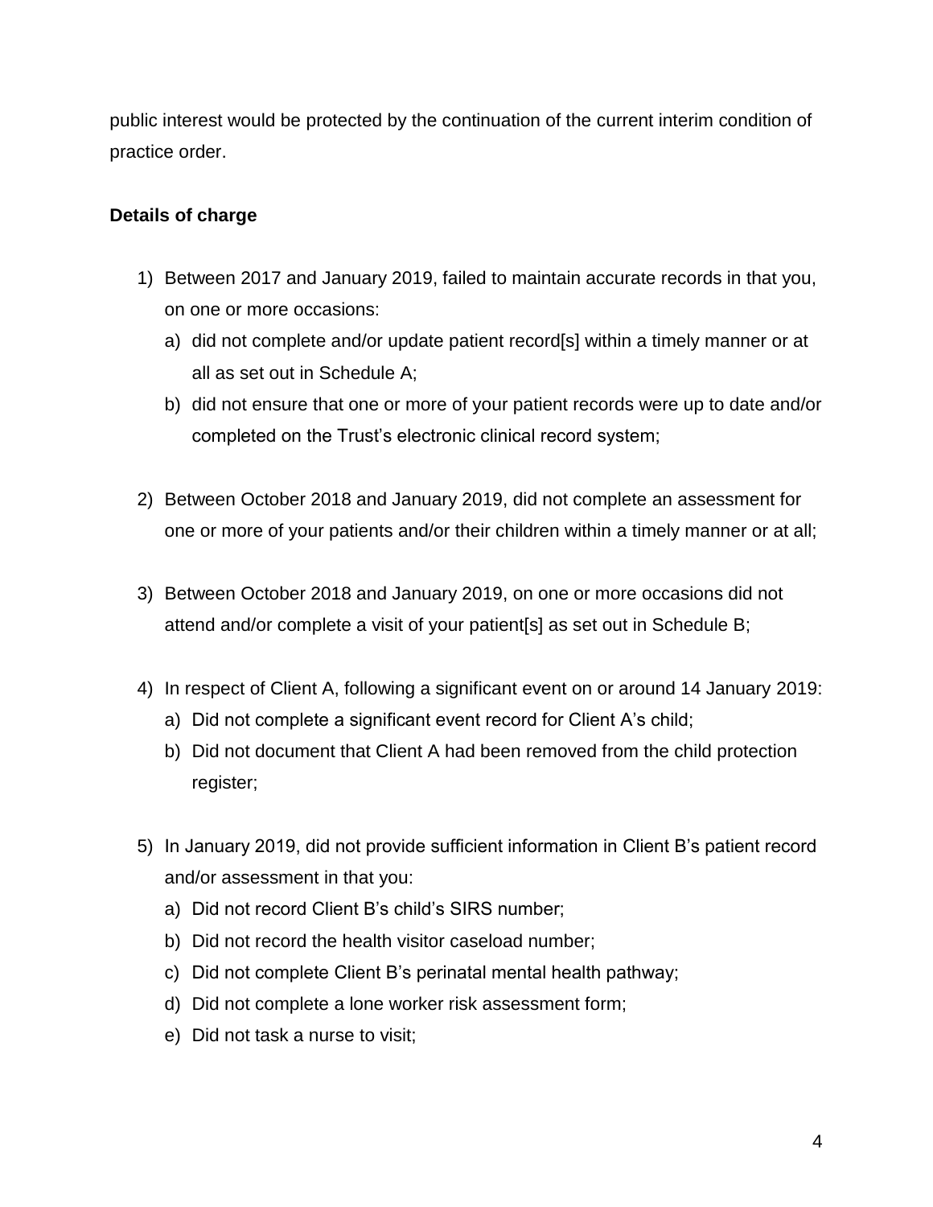public interest would be protected by the continuation of the current interim condition of practice order.

**Details of charge**

1) Between 2017 and January 2019, failed to maintain accurate records in that you, on one or more occasions:
   a) did not complete and/or update patient record[s] within a timely manner or at all as set out in Schedule A;
   b) did not ensure that one or more of your patient records were up to date and/or completed on the Trust's electronic clinical record system;

2) Between October 2018 and January 2019, did not complete an assessment for one or more of your patients and/or their children within a timely manner or at all;

3) Between October 2018 and January 2019, on one or more occasions did not attend and/or complete a visit of your patient[s] as set out in Schedule B;

4) In respect of Client A, following a significant event on or around 14 January 2019:
   a) Did not complete a significant event record for Client A's child;
   b) Did not document that Client A had been removed from the child protection register;

5) In January 2019, did not provide sufficient information in Client B's patient record and/or assessment in that you:
   a) Did not record Client B's child's SIRS number;
   b) Did not record the health visitor caseload number;
   c) Did not complete Client B's perinatal mental health pathway;
   d) Did not complete a lone worker risk assessment form;
   e) Did not task a nurse to visit;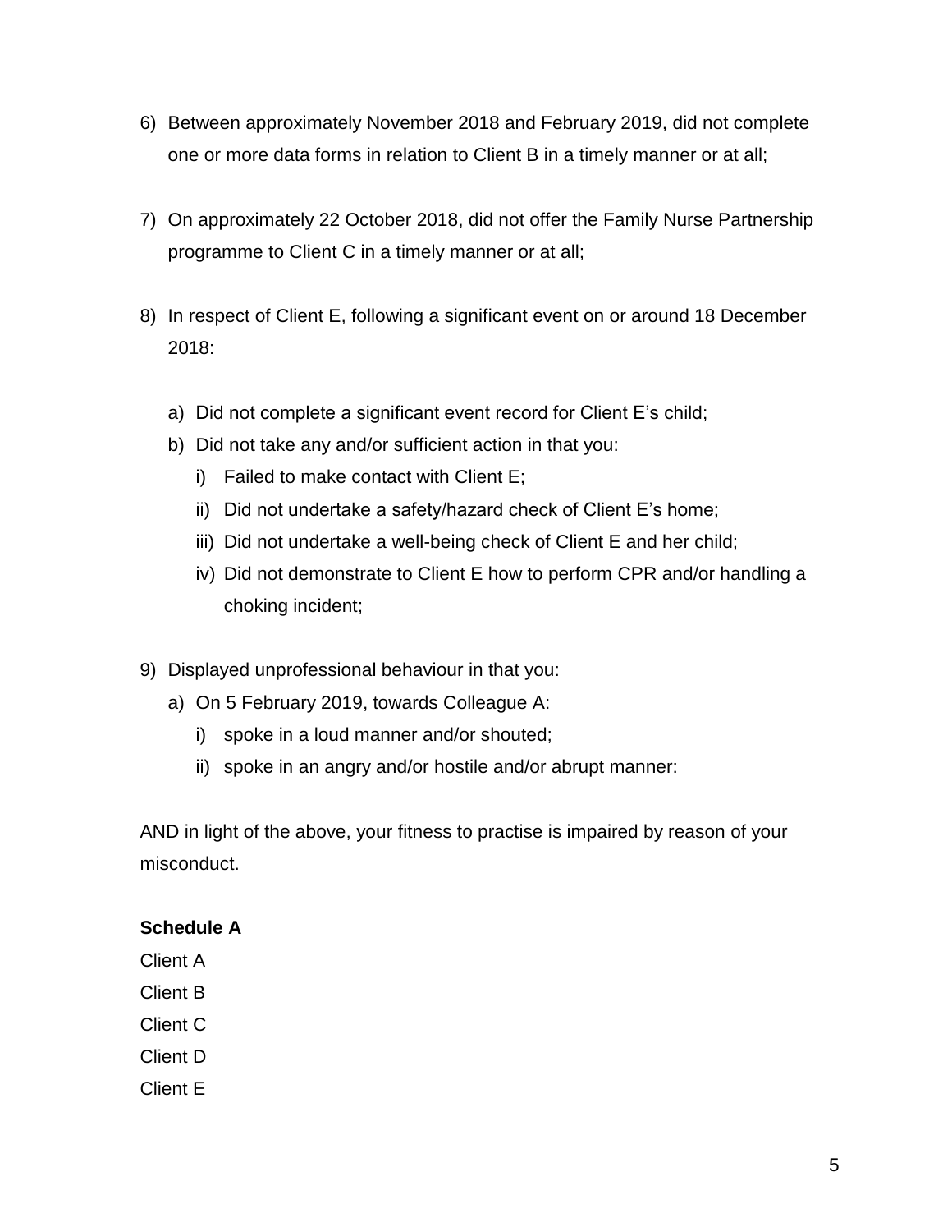6) Between approximately November 2018 and February 2019, did not complete one or more data forms in relation to Client B in a timely manner or at all;

7) On approximately 22 October 2018, did not offer the Family Nurse Partnership programme to Client C in a timely manner or at all;

8) In respect of Client E, following a significant event on or around 18 December 2018:

   a) Did not complete a significant event record for Client E's child;
   b) Did not take any and/or sufficient action in that you:
      i) Failed to make contact with Client E;
      ii) Did not undertake a safety/hazard check of Client E's home;
      iii) Did not undertake a well-being check of Client E and her child;
      iv) Did not demonstrate to Client E how to perform CPR and/or handling a choking incident;

9) Displayed unprofessional behaviour in that you:
   a) On 5 February 2019, towards Colleague A:
      i) spoke in a loud manner and/or shouted;
      ii) spoke in an angry and/or hostile and/or abrupt manner:

AND in light of the above, your fitness to practise is impaired by reason of your misconduct.

**Schedule A**

Client A
Client B
Client C
Client D
Client E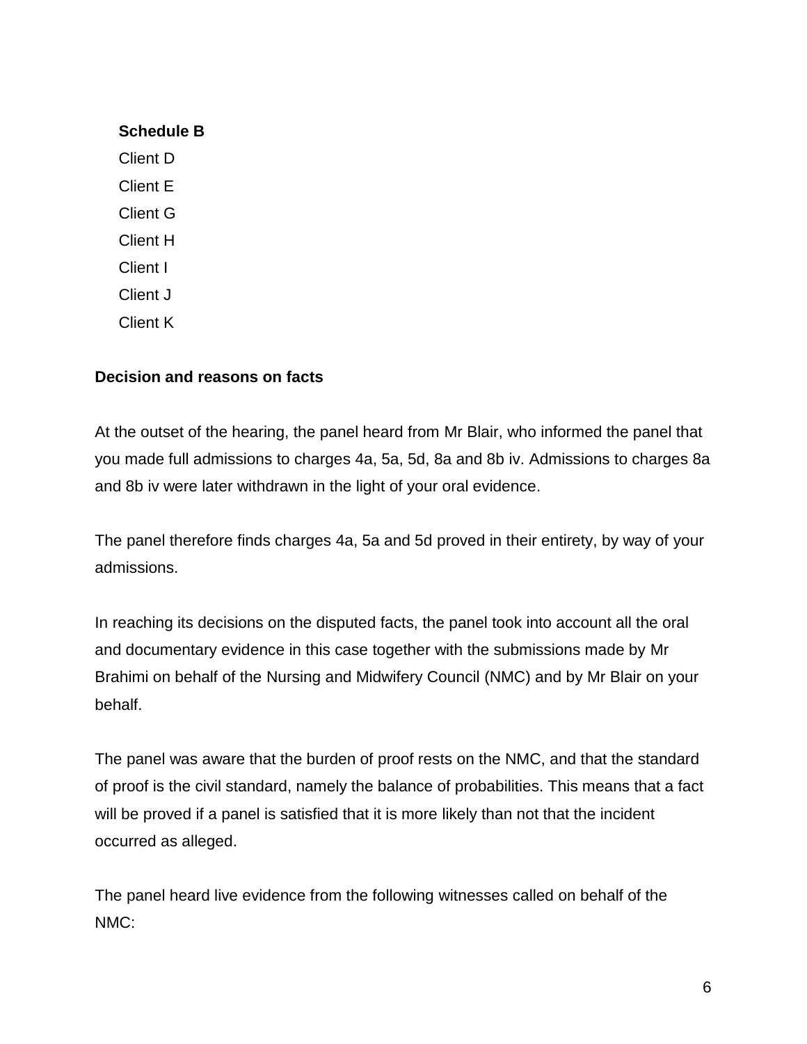**Schedule B**

Client D

Client E

Client G

Client H

Client I

Client J

Client K

**Decision and reasons on facts**

At the outset of the hearing, the panel heard from Mr Blair, who informed the panel that you made full admissions to charges 4a, 5a, 5d, 8a and 8b iv. Admissions to charges 8a and 8b iv were later withdrawn in the light of your oral evidence.

The panel therefore finds charges 4a, 5a and 5d proved in their entirety, by way of your admissions.

In reaching its decisions on the disputed facts, the panel took into account all the oral and documentary evidence in this case together with the submissions made by Mr Brahimi on behalf of the Nursing and Midwifery Council (NMC) and by Mr Blair on your behalf.

The panel was aware that the burden of proof rests on the NMC, and that the standard of proof is the civil standard, namely the balance of probabilities. This means that a fact will be proved if a panel is satisfied that it is more likely than not that the incident occurred as alleged.

The panel heard live evidence from the following witnesses called on behalf of the NMC: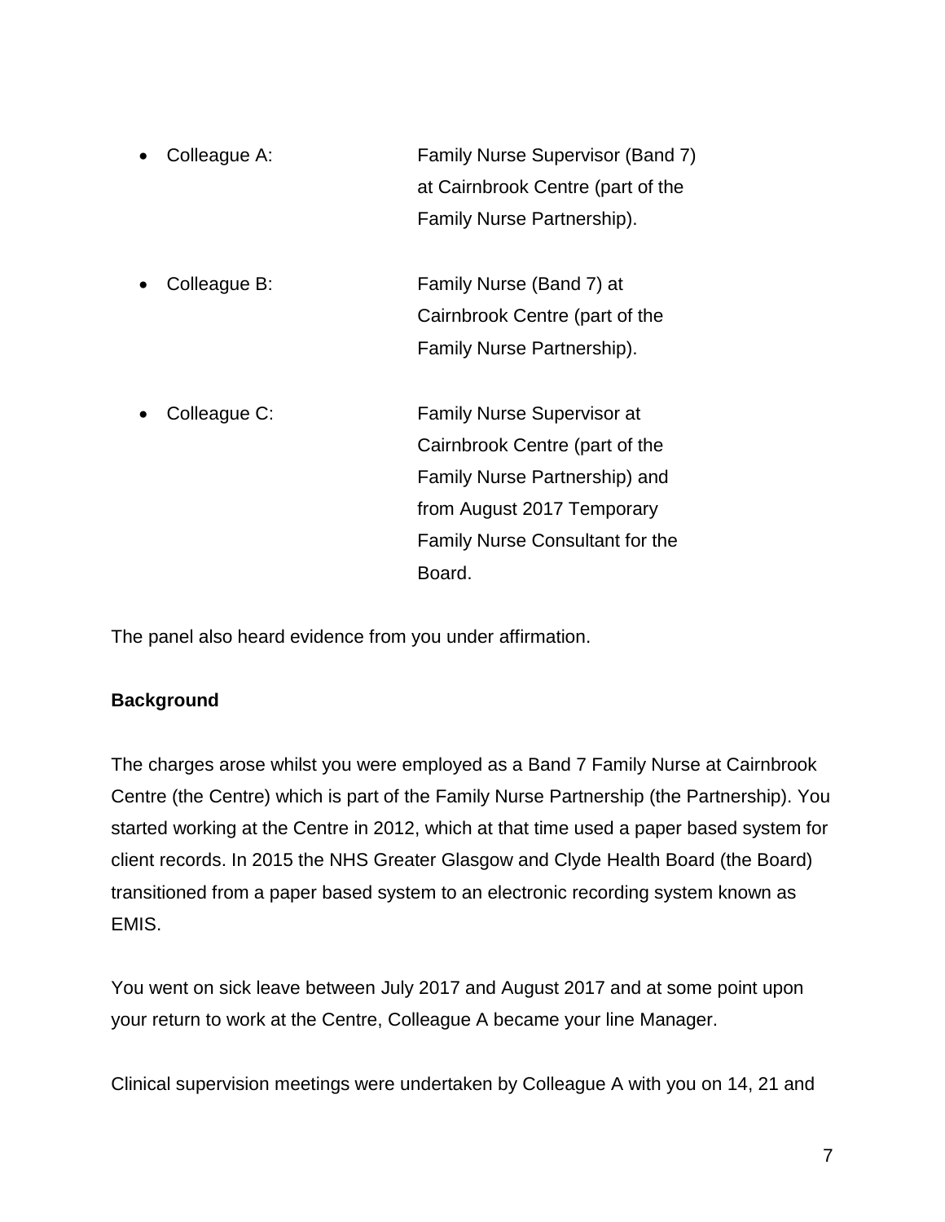- Colleague A: Family Nurse Supervisor (Band 7) at Cairnbrook Centre (part of the Family Nurse Partnership).

- Colleague B: Family Nurse (Band 7) at Cairnbrook Centre (part of the Family Nurse Partnership).

- Colleague C: Family Nurse Supervisor at Cairnbrook Centre (part of the Family Nurse Partnership) and from August 2017 Temporary Family Nurse Consultant for the Board.

The panel also heard evidence from you under affirmation.

**Background**

The charges arose whilst you were employed as a Band 7 Family Nurse at Cairnbrook Centre (the Centre) which is part of the Family Nurse Partnership (the Partnership). You started working at the Centre in 2012, which at that time used a paper based system for client records. In 2015 the NHS Greater Glasgow and Clyde Health Board (the Board) transitioned from a paper based system to an electronic recording system known as EMIS.

You went on sick leave between July 2017 and August 2017 and at some point upon your return to work at the Centre, Colleague A became your line Manager.

Clinical supervision meetings were undertaken by Colleague A with you on 14, 21 and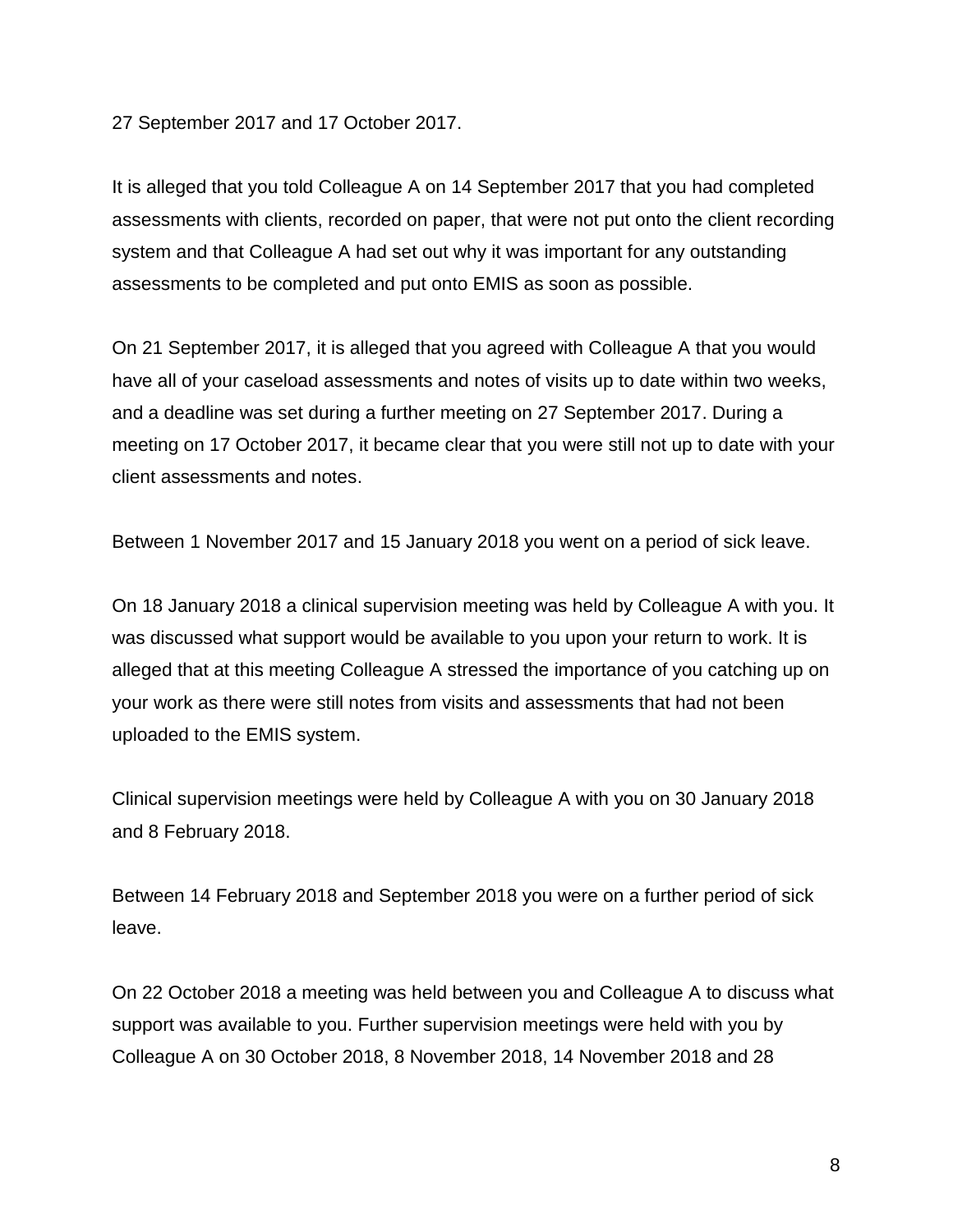27 September 2017 and 17 October 2017.

It is alleged that you told Colleague A on 14 September 2017 that you had completed assessments with clients, recorded on paper, that were not put onto the client recording system and that Colleague A had set out why it was important for any outstanding assessments to be completed and put onto EMIS as soon as possible.

On 21 September 2017, it is alleged that you agreed with Colleague A that you would have all of your caseload assessments and notes of visits up to date within two weeks, and a deadline was set during a further meeting on 27 September 2017. During a meeting on 17 October 2017, it became clear that you were still not up to date with your client assessments and notes.

Between 1 November 2017 and 15 January 2018 you went on a period of sick leave.

On 18 January 2018 a clinical supervision meeting was held by Colleague A with you. It was discussed what support would be available to you upon your return to work. It is alleged that at this meeting Colleague A stressed the importance of you catching up on your work as there were still notes from visits and assessments that had not been uploaded to the EMIS system.

Clinical supervision meetings were held by Colleague A with you on 30 January 2018 and 8 February 2018.

Between 14 February 2018 and September 2018 you were on a further period of sick leave.

On 22 October 2018 a meeting was held between you and Colleague A to discuss what support was available to you. Further supervision meetings were held with you by Colleague A on 30 October 2018, 8 November 2018, 14 November 2018 and 28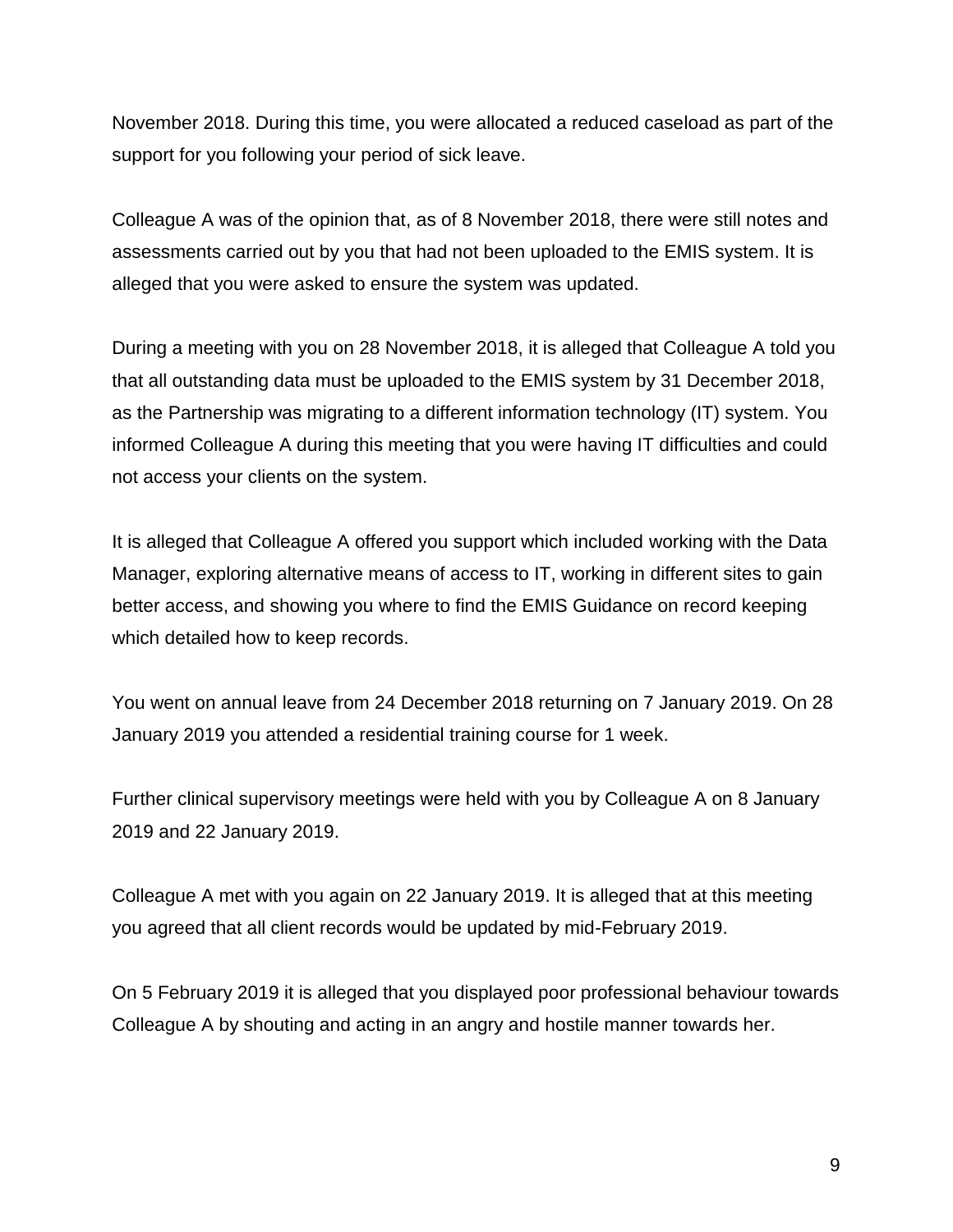November 2018. During this time, you were allocated a reduced caseload as part of the support for you following your period of sick leave.

Colleague A was of the opinion that, as of 8 November 2018, there were still notes and assessments carried out by you that had not been uploaded to the EMIS system. It is alleged that you were asked to ensure the system was updated.

During a meeting with you on 28 November 2018, it is alleged that Colleague A told you that all outstanding data must be uploaded to the EMIS system by 31 December 2018, as the Partnership was migrating to a different information technology (IT) system. You informed Colleague A during this meeting that you were having IT difficulties and could not access your clients on the system.

It is alleged that Colleague A offered you support which included working with the Data Manager, exploring alternative means of access to IT, working in different sites to gain better access, and showing you where to find the EMIS Guidance on record keeping which detailed how to keep records.

You went on annual leave from 24 December 2018 returning on 7 January 2019. On 28 January 2019 you attended a residential training course for 1 week.

Further clinical supervisory meetings were held with you by Colleague A on 8 January 2019 and 22 January 2019.

Colleague A met with you again on 22 January 2019. It is alleged that at this meeting you agreed that all client records would be updated by mid-February 2019.

On 5 February 2019 it is alleged that you displayed poor professional behaviour towards Colleague A by shouting and acting in an angry and hostile manner towards her.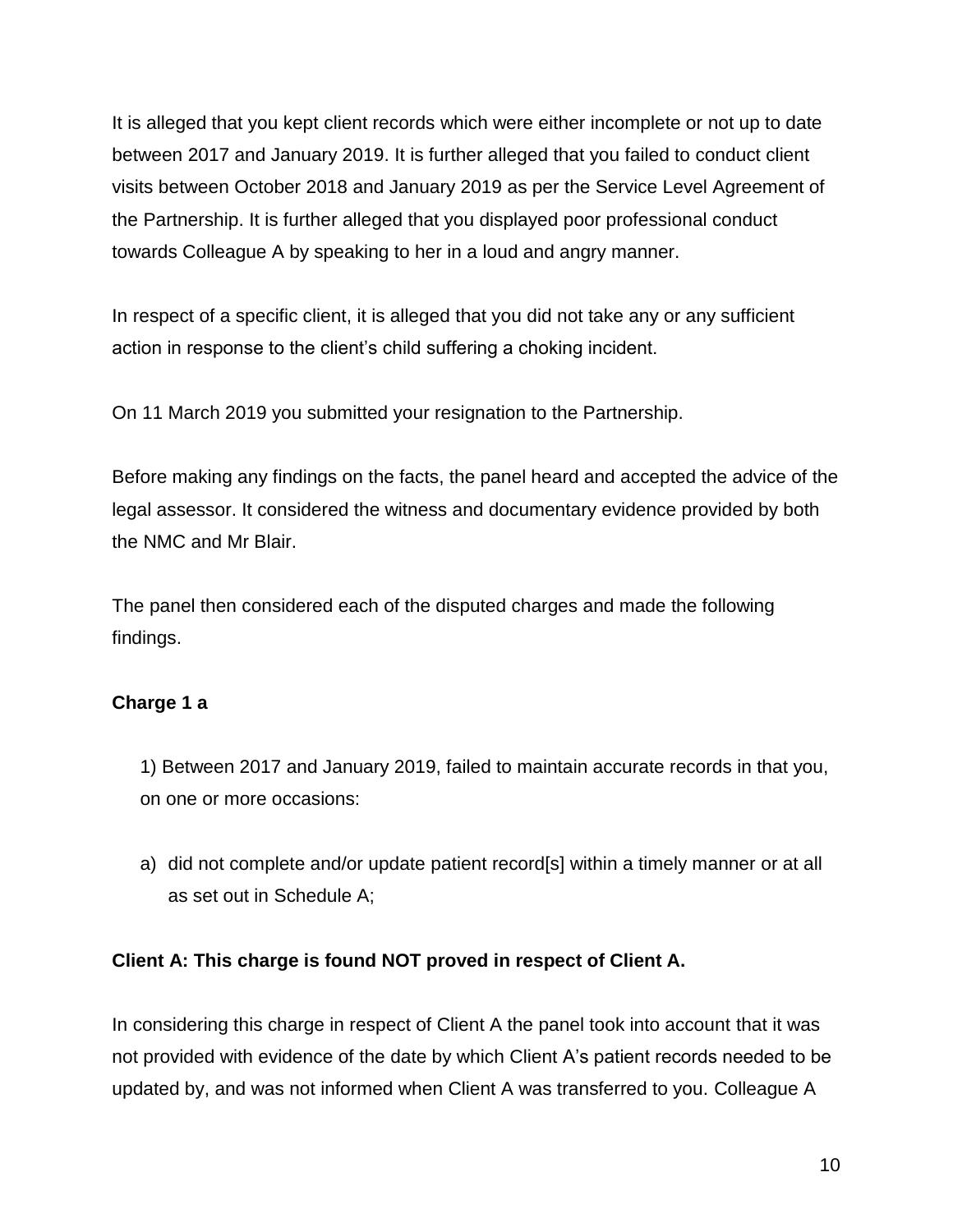It is alleged that you kept client records which were either incomplete or not up to date between 2017 and January 2019. It is further alleged that you failed to conduct client visits between October 2018 and January 2019 as per the Service Level Agreement of the Partnership. It is further alleged that you displayed poor professional conduct towards Colleague A by speaking to her in a loud and angry manner.

In respect of a specific client, it is alleged that you did not take any or any sufficient action in response to the client's child suffering a choking incident.

On 11 March 2019 you submitted your resignation to the Partnership.

Before making any findings on the facts, the panel heard and accepted the advice of the legal assessor. It considered the witness and documentary evidence provided by both the NMC and Mr Blair.

The panel then considered each of the disputed charges and made the following findings.

**Charge 1 a**

1) Between 2017 and January 2019, failed to maintain accurate records in that you, on one or more occasions:

a) did not complete and/or update patient record[s] within a timely manner or at all as set out in Schedule A;

**Client A: This charge is found NOT proved in respect of Client A.**

In considering this charge in respect of Client A the panel took into account that it was not provided with evidence of the date by which Client A's patient records needed to be updated by, and was not informed when Client A was transferred to you. Colleague A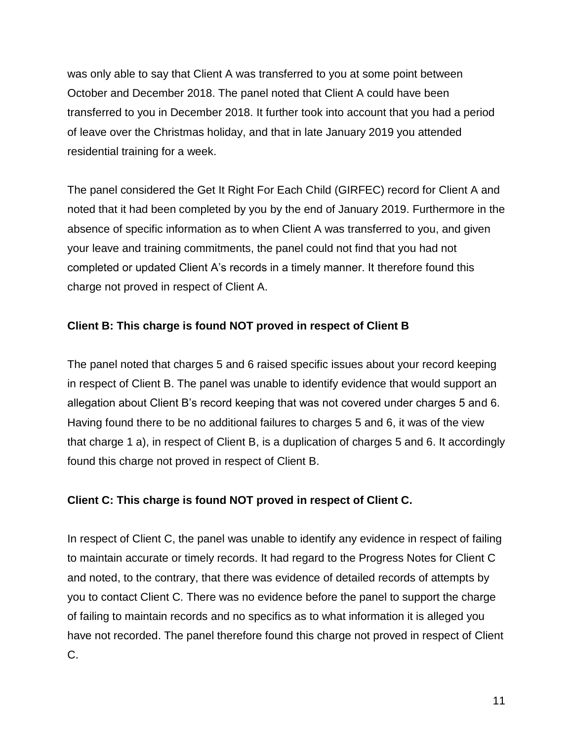was only able to say that Client A was transferred to you at some point between October and December 2018. The panel noted that Client A could have been transferred to you in December 2018. It further took into account that you had a period of leave over the Christmas holiday, and that in late January 2019 you attended residential training for a week.

The panel considered the Get It Right For Each Child (GIRFEC) record for Client A and noted that it had been completed by you by the end of January 2019. Furthermore in the absence of specific information as to when Client A was transferred to you, and given your leave and training commitments, the panel could not find that you had not completed or updated Client A's records in a timely manner. It therefore found this charge not proved in respect of Client A.

**Client B: This charge is found NOT proved in respect of Client B**

The panel noted that charges 5 and 6 raised specific issues about your record keeping in respect of Client B. The panel was unable to identify evidence that would support an allegation about Client B's record keeping that was not covered under charges 5 and 6. Having found there to be no additional failures to charges 5 and 6, it was of the view that charge 1 a), in respect of Client B, is a duplication of charges 5 and 6. It accordingly found this charge not proved in respect of Client B.

**Client C: This charge is found NOT proved in respect of Client C.**

In respect of Client C, the panel was unable to identify any evidence in respect of failing to maintain accurate or timely records. It had regard to the Progress Notes for Client C and noted, to the contrary, that there was evidence of detailed records of attempts by you to contact Client C. There was no evidence before the panel to support the charge of failing to maintain records and no specifics as to what information it is alleged you have not recorded. The panel therefore found this charge not proved in respect of Client C.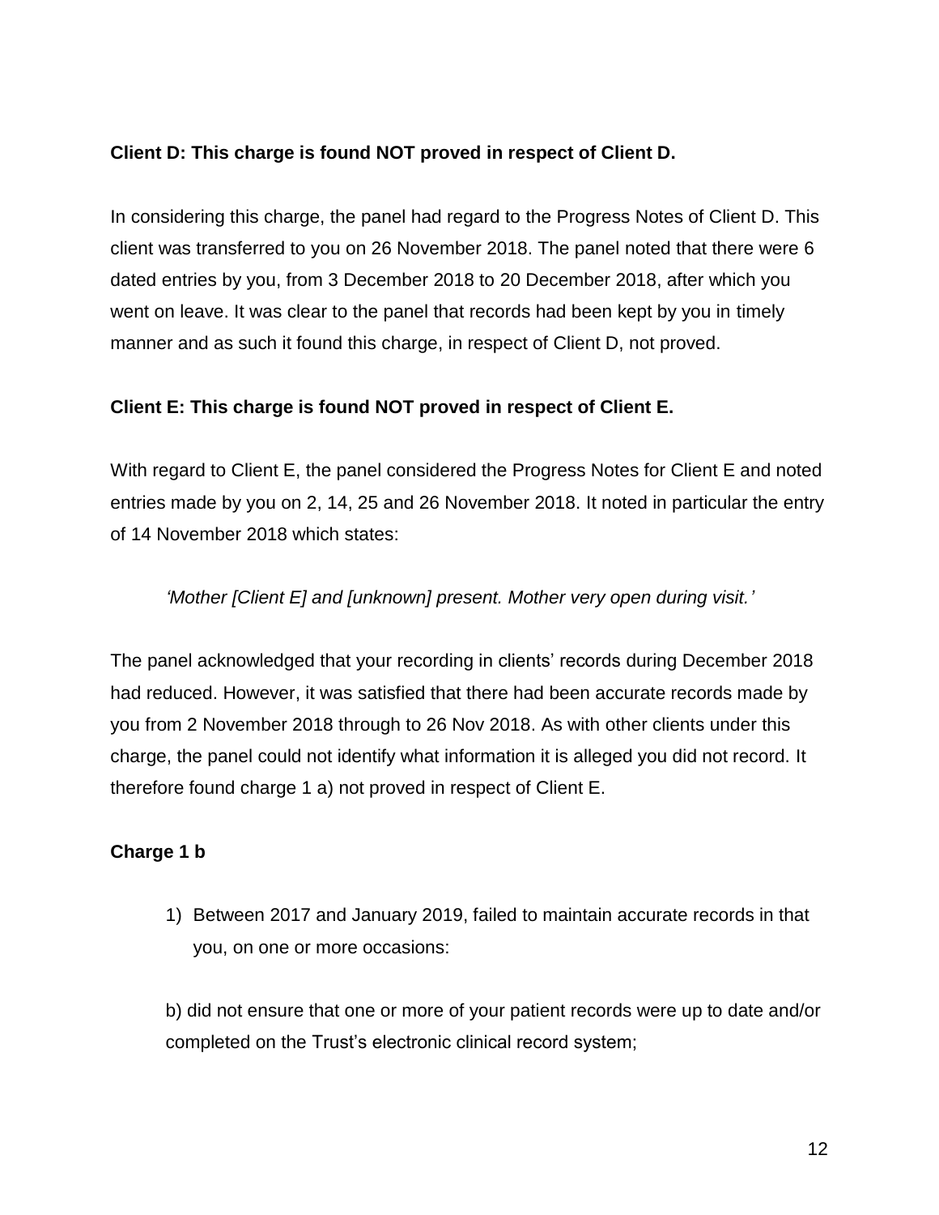**Client D: This charge is found NOT proved in respect of Client D.**

In considering this charge, the panel had regard to the Progress Notes of Client D. This client was transferred to you on 26 November 2018. The panel noted that there were 6 dated entries by you, from 3 December 2018 to 20 December 2018, after which you went on leave. It was clear to the panel that records had been kept by you in timely manner and as such it found this charge, in respect of Client D, not proved.

**Client E: This charge is found NOT proved in respect of Client E.**

With regard to Client E, the panel considered the Progress Notes for Client E and noted entries made by you on 2, 14, 25 and 26 November 2018. It noted in particular the entry of 14 November 2018 which states:

> *'Mother [Client E] and [unknown] present. Mother very open during visit.'*

The panel acknowledged that your recording in clients' records during December 2018 had reduced. However, it was satisfied that there had been accurate records made by you from 2 November 2018 through to 26 Nov 2018. As with other clients under this charge, the panel could not identify what information it is alleged you did not record. It therefore found charge 1 a) not proved in respect of Client E.

**Charge 1 b**

> 1) Between 2017 and January 2019, failed to maintain accurate records in that you, on one or more occasions:
>
> b) did not ensure that one or more of your patient records were up to date and/or completed on the Trust's electronic clinical record system;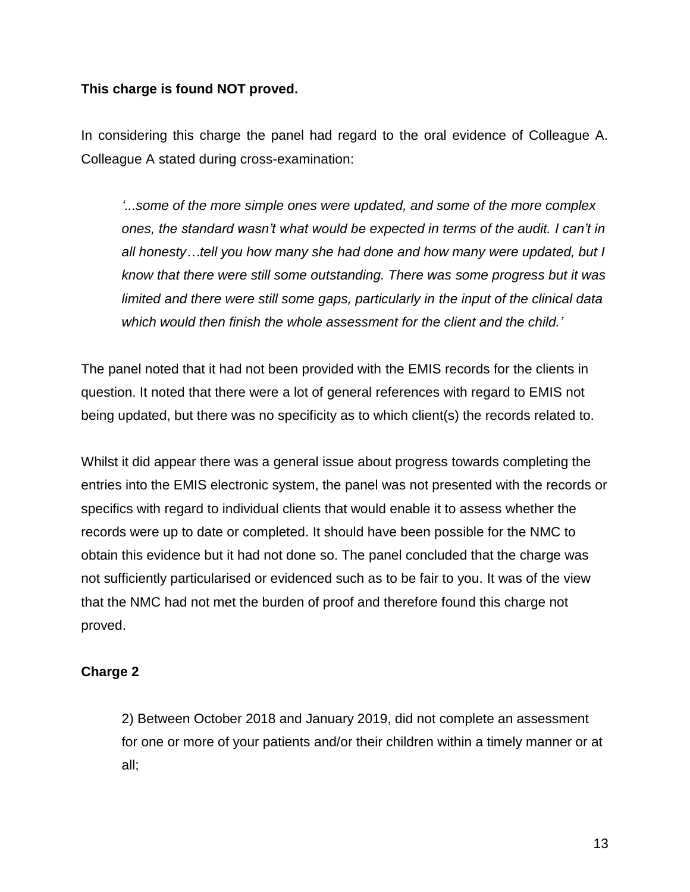**This charge is found NOT proved.**

In considering this charge the panel had regard to the oral evidence of Colleague A. Colleague A stated during cross-examination:

> *'...some of the more simple ones were updated, and some of the more complex ones, the standard wasn't what would be expected in terms of the audit. I can't in all honesty…tell you how many she had done and how many were updated, but I know that there were still some outstanding. There was some progress but it was limited and there were still some gaps, particularly in the input of the clinical data which would then finish the whole assessment for the client and the child.'*

The panel noted that it had not been provided with the EMIS records for the clients in question. It noted that there were a lot of general references with regard to EMIS not being updated, but there was no specificity as to which client(s) the records related to.

Whilst it did appear there was a general issue about progress towards completing the entries into the EMIS electronic system, the panel was not presented with the records or specifics with regard to individual clients that would enable it to assess whether the records were up to date or completed. It should have been possible for the NMC to obtain this evidence but it had not done so. The panel concluded that the charge was not sufficiently particularised or evidenced such as to be fair to you. It was of the view that the NMC had not met the burden of proof and therefore found this charge not proved.

**Charge 2**

> 2) Between October 2018 and January 2019, did not complete an assessment for one or more of your patients and/or their children within a timely manner or at all;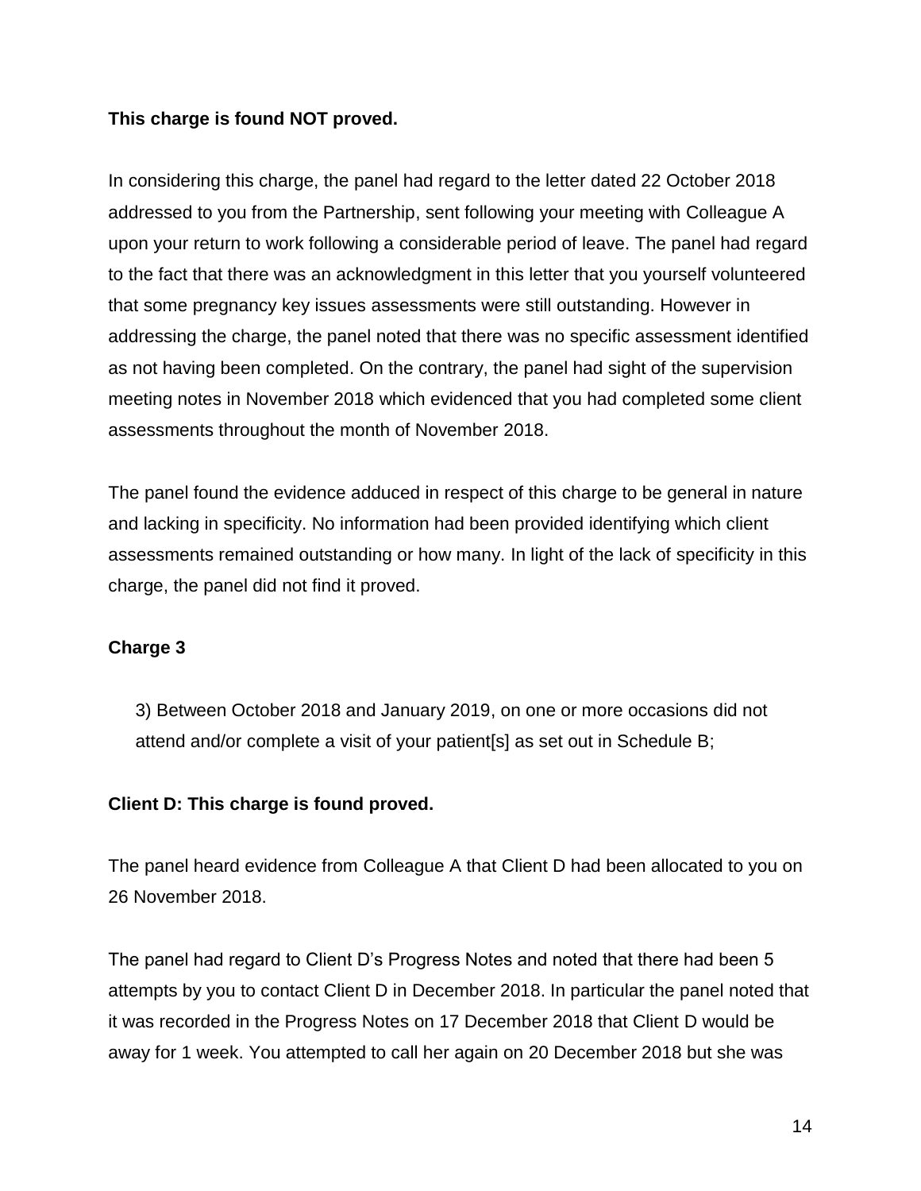**This charge is found NOT proved.**

In considering this charge, the panel had regard to the letter dated 22 October 2018 addressed to you from the Partnership, sent following your meeting with Colleague A upon your return to work following a considerable period of leave. The panel had regard to the fact that there was an acknowledgment in this letter that you yourself volunteered that some pregnancy key issues assessments were still outstanding. However in addressing the charge, the panel noted that there was no specific assessment identified as not having been completed. On the contrary, the panel had sight of the supervision meeting notes in November 2018 which evidenced that you had completed some client assessments throughout the month of November 2018.

The panel found the evidence adduced in respect of this charge to be general in nature and lacking in specificity. No information had been provided identifying which client assessments remained outstanding or how many. In light of the lack of specificity in this charge, the panel did not find it proved.

**Charge 3**

> 3) Between October 2018 and January 2019, on one or more occasions did not attend and/or complete a visit of your patient[s] as set out in Schedule B;

**Client D: This charge is found proved.**

The panel heard evidence from Colleague A that Client D had been allocated to you on 26 November 2018.

The panel had regard to Client D's Progress Notes and noted that there had been 5 attempts by you to contact Client D in December 2018. In particular the panel noted that it was recorded in the Progress Notes on 17 December 2018 that Client D would be away for 1 week. You attempted to call her again on 20 December 2018 but she was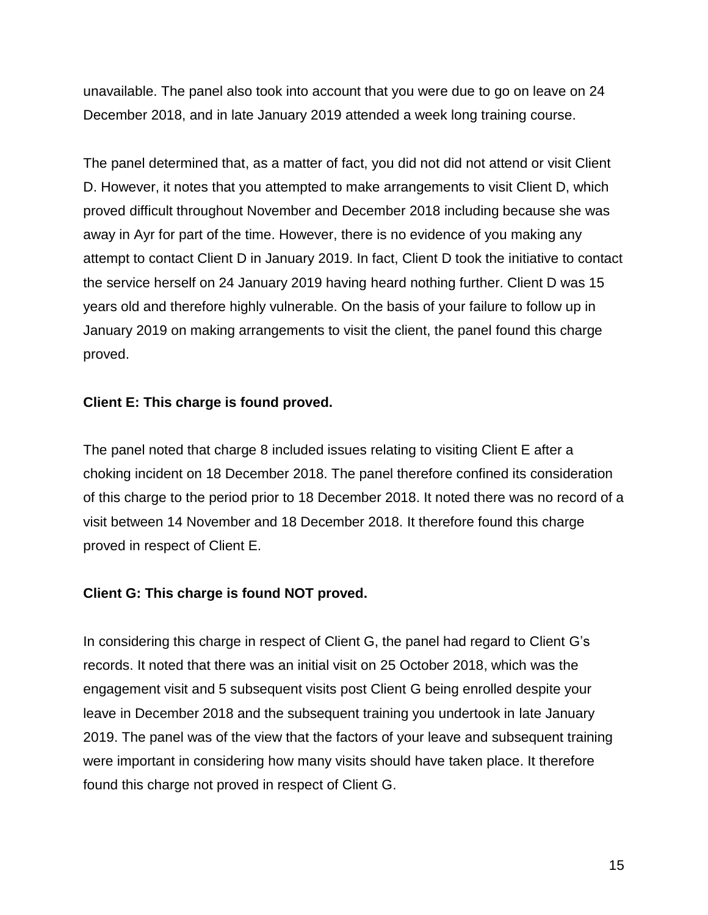unavailable. The panel also took into account that you were due to go on leave on 24 December 2018, and in late January 2019 attended a week long training course.

The panel determined that, as a matter of fact, you did not did not attend or visit Client D. However, it notes that you attempted to make arrangements to visit Client D, which proved difficult throughout November and December 2018 including because she was away in Ayr for part of the time. However, there is no evidence of you making any attempt to contact Client D in January 2019. In fact, Client D took the initiative to contact the service herself on 24 January 2019 having heard nothing further. Client D was 15 years old and therefore highly vulnerable. On the basis of your failure to follow up in January 2019 on making arrangements to visit the client, the panel found this charge proved.

**Client E: This charge is found proved.**

The panel noted that charge 8 included issues relating to visiting Client E after a choking incident on 18 December 2018. The panel therefore confined its consideration of this charge to the period prior to 18 December 2018. It noted there was no record of a visit between 14 November and 18 December 2018. It therefore found this charge proved in respect of Client E.

**Client G: This charge is found NOT proved.**

In considering this charge in respect of Client G, the panel had regard to Client G's records. It noted that there was an initial visit on 25 October 2018, which was the engagement visit and 5 subsequent visits post Client G being enrolled despite your leave in December 2018 and the subsequent training you undertook in late January 2019. The panel was of the view that the factors of your leave and subsequent training were important in considering how many visits should have taken place. It therefore found this charge not proved in respect of Client G.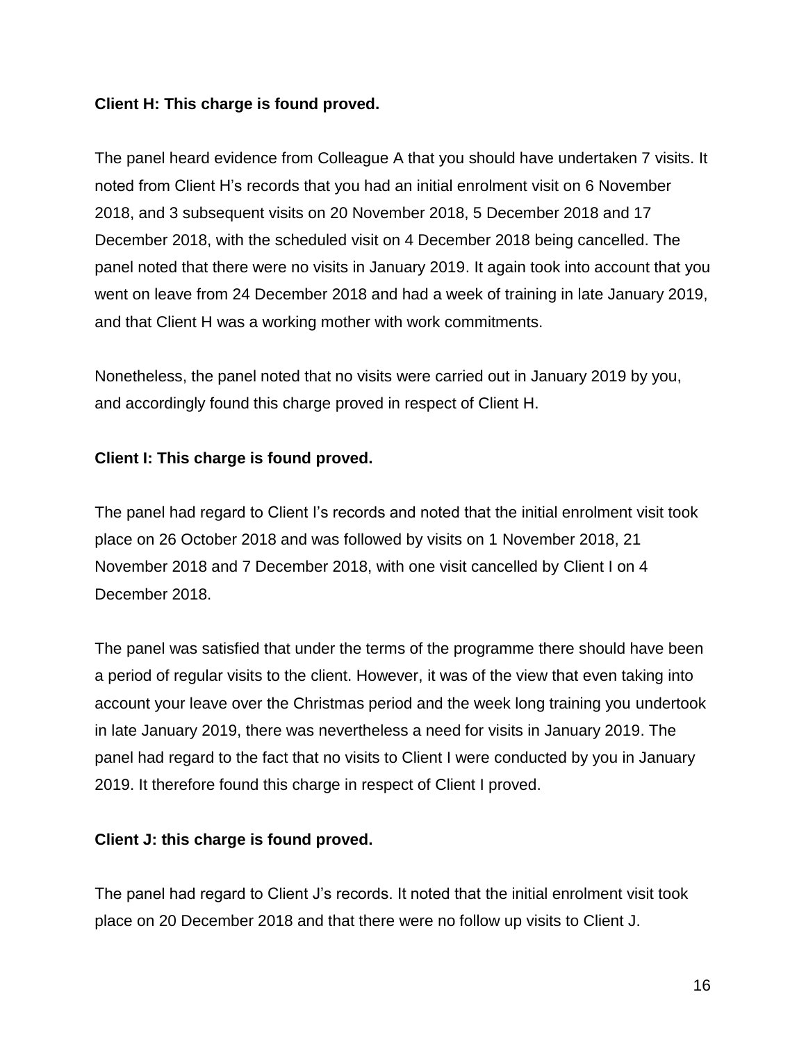**Client H: This charge is found proved.**

The panel heard evidence from Colleague A that you should have undertaken 7 visits. It noted from Client H's records that you had an initial enrolment visit on 6 November 2018, and 3 subsequent visits on 20 November 2018, 5 December 2018 and 17 December 2018, with the scheduled visit on 4 December 2018 being cancelled. The panel noted that there were no visits in January 2019. It again took into account that you went on leave from 24 December 2018 and had a week of training in late January 2019, and that Client H was a working mother with work commitments.

Nonetheless, the panel noted that no visits were carried out in January 2019 by you, and accordingly found this charge proved in respect of Client H.

**Client I: This charge is found proved.**

The panel had regard to Client I's records and noted that the initial enrolment visit took place on 26 October 2018 and was followed by visits on 1 November 2018, 21 November 2018 and 7 December 2018, with one visit cancelled by Client I on 4 December 2018.

The panel was satisfied that under the terms of the programme there should have been a period of regular visits to the client. However, it was of the view that even taking into account your leave over the Christmas period and the week long training you undertook in late January 2019, there was nevertheless a need for visits in January 2019. The panel had regard to the fact that no visits to Client I were conducted by you in January 2019. It therefore found this charge in respect of Client I proved.

**Client J: this charge is found proved.**

The panel had regard to Client J's records. It noted that the initial enrolment visit took place on 20 December 2018 and that there were no follow up visits to Client J.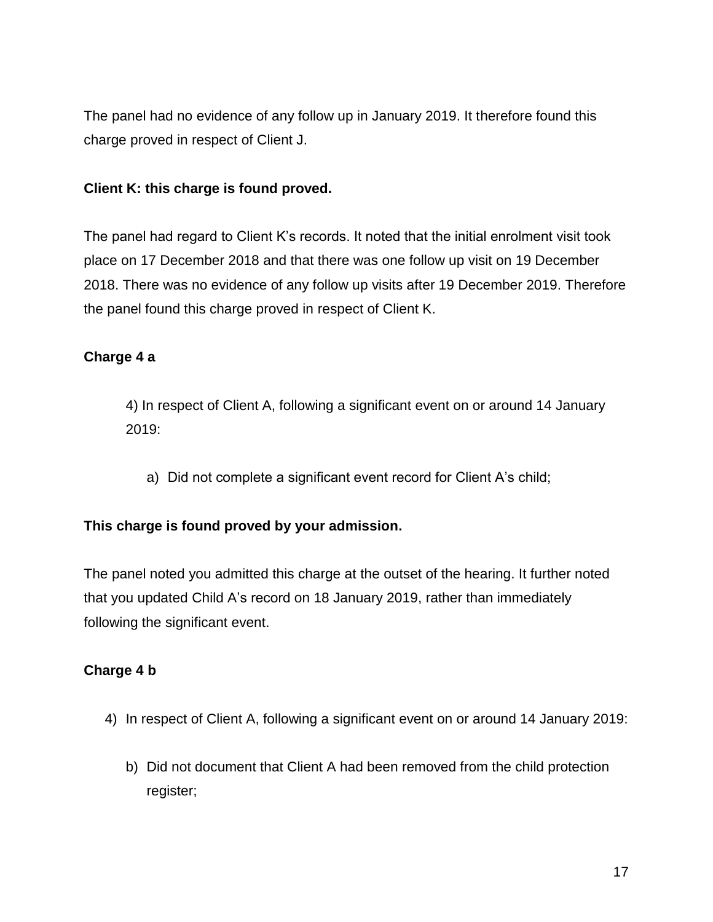The panel had no evidence of any follow up in January 2019. It therefore found this charge proved in respect of Client J.

**Client K: this charge is found proved.**

The panel had regard to Client K's records. It noted that the initial enrolment visit took place on 17 December 2018 and that there was one follow up visit on 19 December 2018. There was no evidence of any follow up visits after 19 December 2019. Therefore the panel found this charge proved in respect of Client K.

**Charge 4 a**

> 4) In respect of Client A, following a significant event on or around 14 January 2019:
>
> a) Did not complete a significant event record for Client A's child;

**This charge is found proved by your admission.**

The panel noted you admitted this charge at the outset of the hearing. It further noted that you updated Child A's record on 18 January 2019, rather than immediately following the significant event.

**Charge 4 b**

> 4) In respect of Client A, following a significant event on or around 14 January 2019:
>
> b) Did not document that Client A had been removed from the child protection register;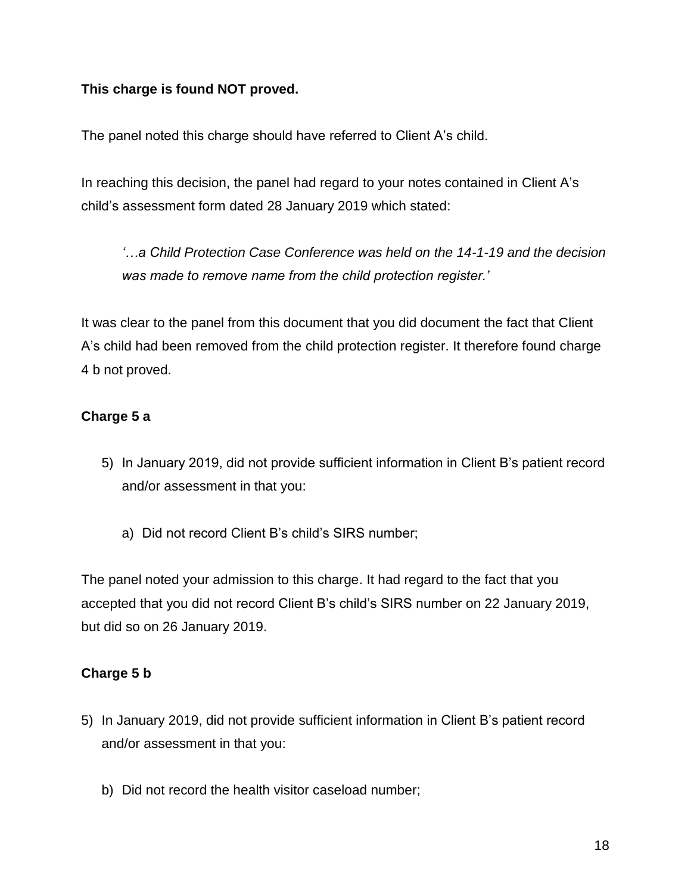**This charge is found NOT proved.**

The panel noted this charge should have referred to Client A's child.

In reaching this decision, the panel had regard to your notes contained in Client A's child's assessment form dated 28 January 2019 which stated:

> *'…a Child Protection Case Conference was held on the 14-1-19 and the decision was made to remove name from the child protection register.'*

It was clear to the panel from this document that you did document the fact that Client A's child had been removed from the child protection register. It therefore found charge 4 b not proved.

**Charge 5 a**

5) In January 2019, did not provide sufficient information in Client B's patient record and/or assessment in that you:

   a) Did not record Client B's child's SIRS number;

The panel noted your admission to this charge. It had regard to the fact that you accepted that you did not record Client B's child's SIRS number on 22 January 2019, but did so on 26 January 2019.

**Charge 5 b**

5) In January 2019, did not provide sufficient information in Client B's patient record and/or assessment in that you:

   b) Did not record the health visitor caseload number;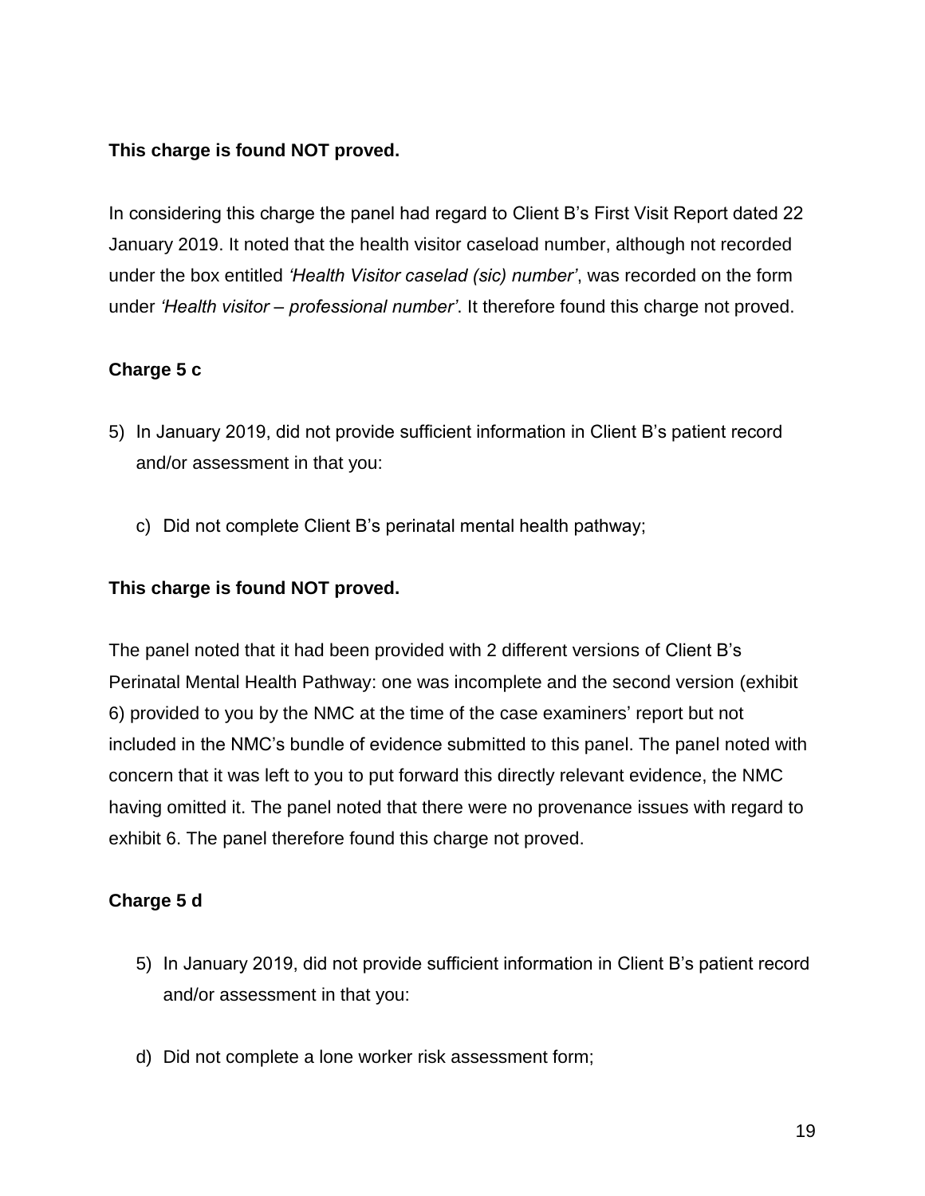**This charge is found NOT proved.**

In considering this charge the panel had regard to Client B's First Visit Report dated 22 January 2019. It noted that the health visitor caseload number, although not recorded under the box entitled *'Health Visitor caselad (sic) number'*, was recorded on the form under *'Health visitor – professional number'*. It therefore found this charge not proved.

**Charge 5 c**

5) In January 2019, did not provide sufficient information in Client B's patient record and/or assessment in that you:

   c) Did not complete Client B's perinatal mental health pathway;

**This charge is found NOT proved.**

The panel noted that it had been provided with 2 different versions of Client B's Perinatal Mental Health Pathway: one was incomplete and the second version (exhibit 6) provided to you by the NMC at the time of the case examiners' report but not included in the NMC's bundle of evidence submitted to this panel. The panel noted with concern that it was left to you to put forward this directly relevant evidence, the NMC having omitted it. The panel noted that there were no provenance issues with regard to exhibit 6. The panel therefore found this charge not proved.

**Charge 5 d**

5) In January 2019, did not provide sufficient information in Client B's patient record and/or assessment in that you:

d) Did not complete a lone worker risk assessment form;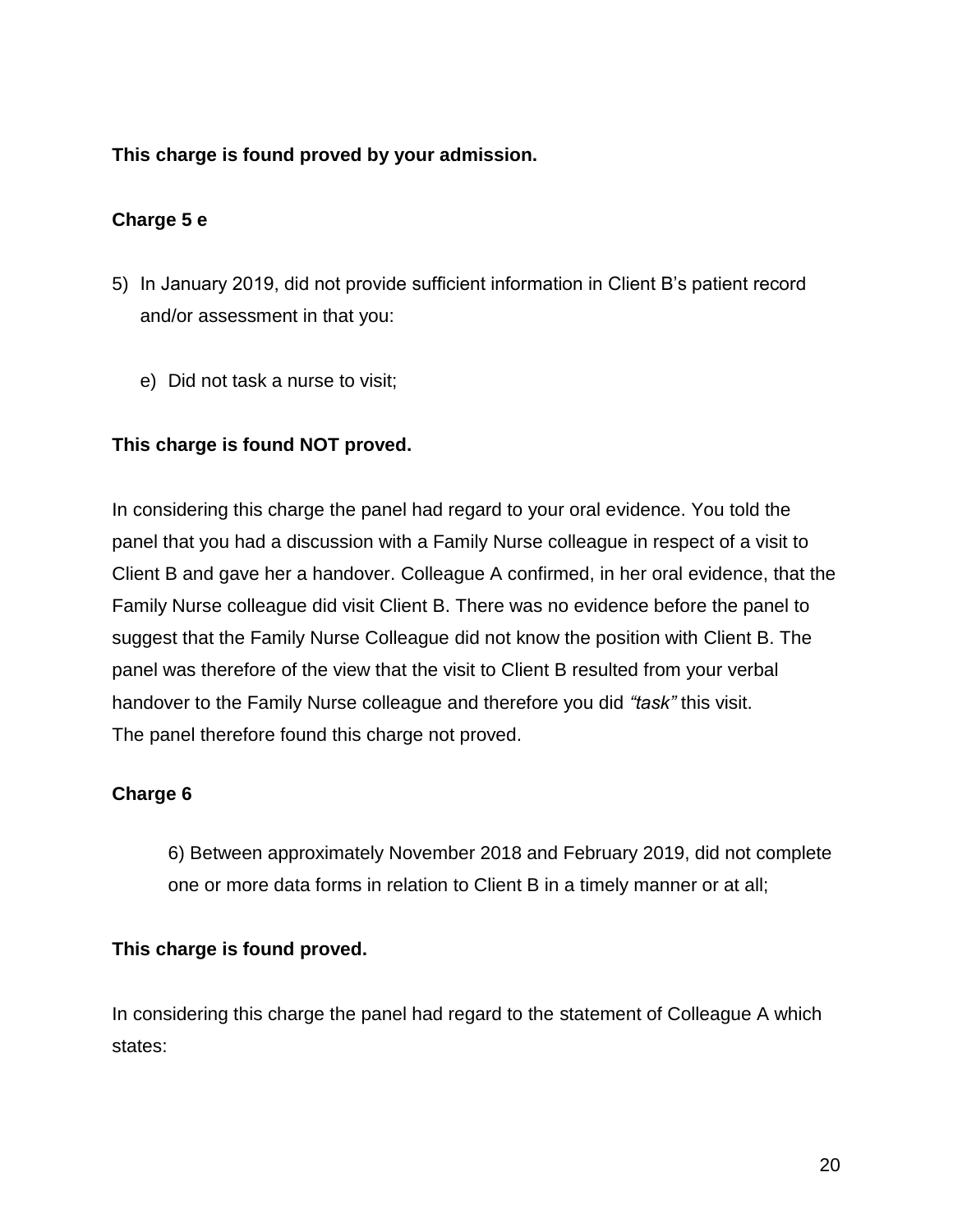**This charge is found proved by your admission.**

**Charge 5 e**

5) In January 2019, did not provide sufficient information in Client B's patient record and/or assessment in that you:

   e) Did not task a nurse to visit;

**This charge is found NOT proved.**

In considering this charge the panel had regard to your oral evidence. You told the panel that you had a discussion with a Family Nurse colleague in respect of a visit to Client B and gave her a handover. Colleague A confirmed, in her oral evidence, that the Family Nurse colleague did visit Client B. There was no evidence before the panel to suggest that the Family Nurse Colleague did not know the position with Client B. The panel was therefore of the view that the visit to Client B resulted from your verbal handover to the Family Nurse colleague and therefore you did *"task"* this visit. The panel therefore found this charge not proved.

**Charge 6**

> 6) Between approximately November 2018 and February 2019, did not complete one or more data forms in relation to Client B in a timely manner or at all;

**This charge is found proved.**

In considering this charge the panel had regard to the statement of Colleague A which states: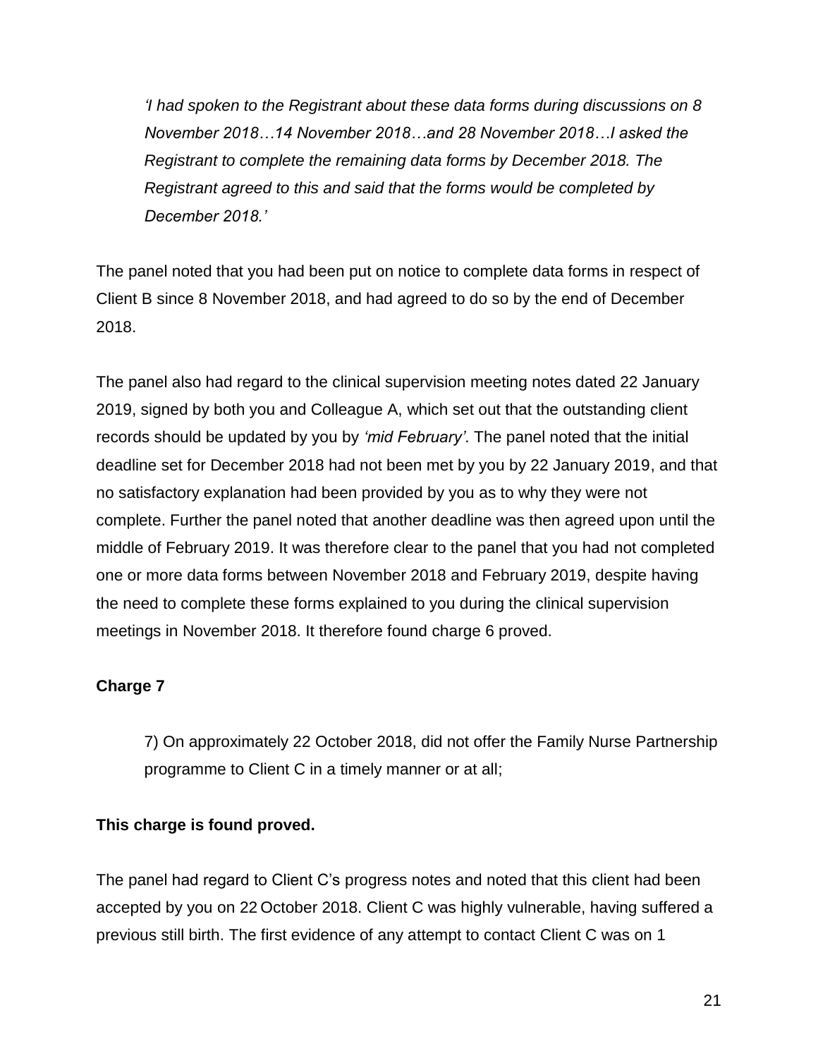> *'I had spoken to the Registrant about these data forms during discussions on 8 November 2018…14 November 2018…and 28 November 2018…I asked the Registrant to complete the remaining data forms by December 2018. The Registrant agreed to this and said that the forms would be completed by December 2018.'*

The panel noted that you had been put on notice to complete data forms in respect of Client B since 8 November 2018, and had agreed to do so by the end of December 2018.

The panel also had regard to the clinical supervision meeting notes dated 22 January 2019, signed by both you and Colleague A, which set out that the outstanding client records should be updated by you by *'mid February'*. The panel noted that the initial deadline set for December 2018 had not been met by you by 22 January 2019, and that no satisfactory explanation had been provided by you as to why they were not complete. Further the panel noted that another deadline was then agreed upon until the middle of February 2019. It was therefore clear to the panel that you had not completed one or more data forms between November 2018 and February 2019, despite having the need to complete these forms explained to you during the clinical supervision meetings in November 2018. It therefore found charge 6 proved.

**Charge 7**

> 7) On approximately 22 October 2018, did not offer the Family Nurse Partnership programme to Client C in a timely manner or at all;

**This charge is found proved.**

The panel had regard to Client C's progress notes and noted that this client had been accepted by you on 22 October 2018. Client C was highly vulnerable, having suffered a previous still birth. The first evidence of any attempt to contact Client C was on 1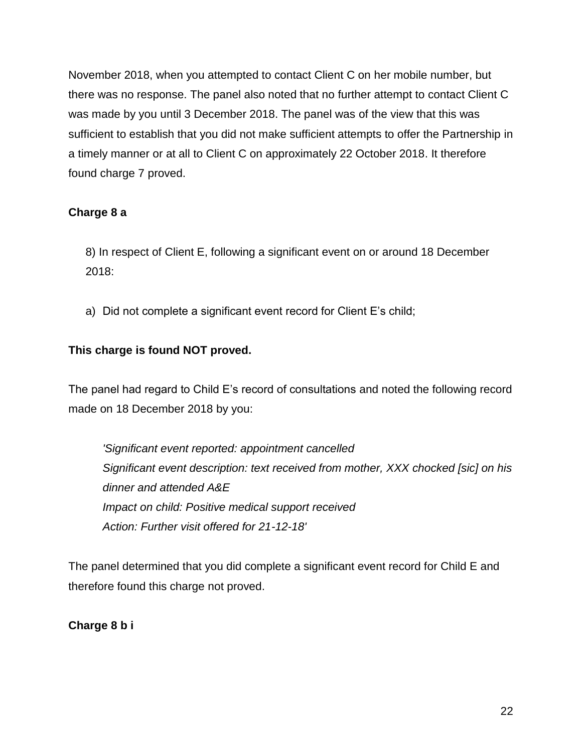November 2018, when you attempted to contact Client C on her mobile number, but there was no response. The panel also noted that no further attempt to contact Client C was made by you until 3 December 2018. The panel was of the view that this was sufficient to establish that you did not make sufficient attempts to offer the Partnership in a timely manner or at all to Client C on approximately 22 October 2018. It therefore found charge 7 proved.

**Charge 8 a**

> 8) In respect of Client E, following a significant event on or around 18 December 2018:
>
> a) Did not complete a significant event record for Client E's child;

**This charge is found NOT proved.**

The panel had regard to Child E's record of consultations and noted the following record made on 18 December 2018 by you:

> *'Significant event reported: appointment cancelled*
> *Significant event description: text received from mother, XXX chocked [sic] on his dinner and attended A&E*
> *Impact on child: Positive medical support received*
> *Action: Further visit offered for 21-12-18'*

The panel determined that you did complete a significant event record for Child E and therefore found this charge not proved.

**Charge 8 b i**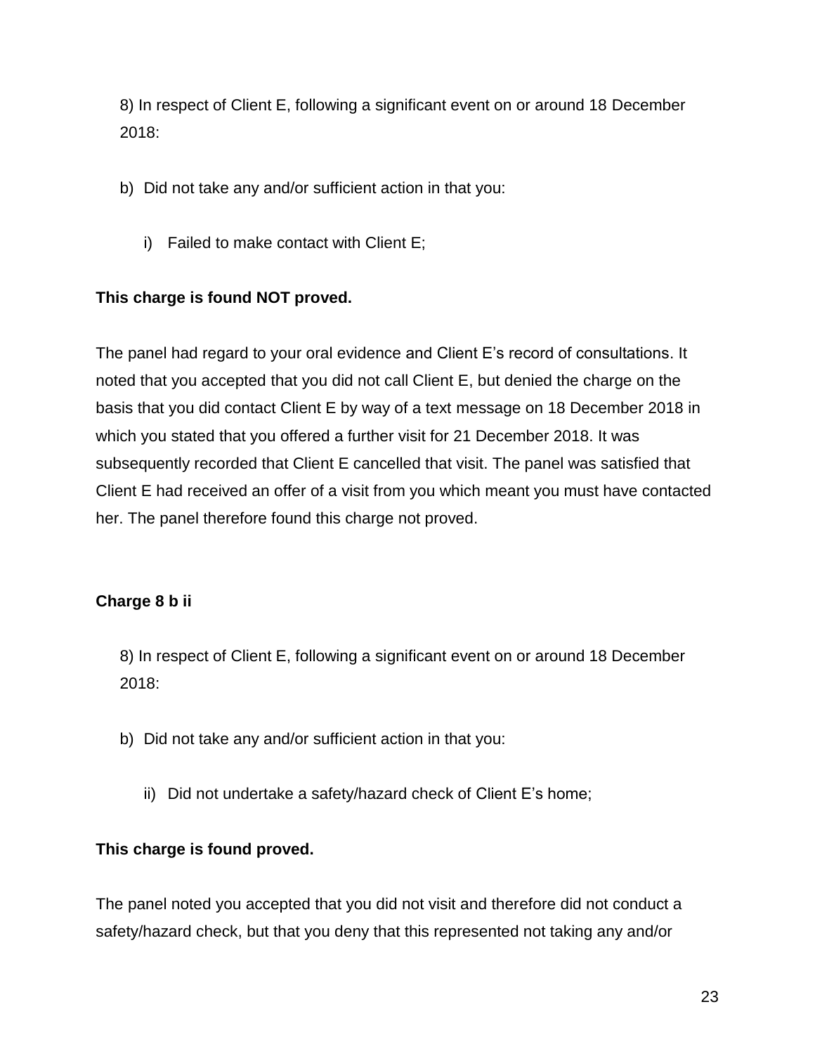8) In respect of Client E, following a significant event on or around 18 December 2018:

b) Did not take any and/or sufficient action in that you:

i) Failed to make contact with Client E;

**This charge is found NOT proved.**

The panel had regard to your oral evidence and Client E's record of consultations. It noted that you accepted that you did not call Client E, but denied the charge on the basis that you did contact Client E by way of a text message on 18 December 2018 in which you stated that you offered a further visit for 21 December 2018. It was subsequently recorded that Client E cancelled that visit. The panel was satisfied that Client E had received an offer of a visit from you which meant you must have contacted her. The panel therefore found this charge not proved.

**Charge 8 b ii**

8) In respect of Client E, following a significant event on or around 18 December 2018:

b) Did not take any and/or sufficient action in that you:

ii) Did not undertake a safety/hazard check of Client E's home;

**This charge is found proved.**

The panel noted you accepted that you did not visit and therefore did not conduct a safety/hazard check, but that you deny that this represented not taking any and/or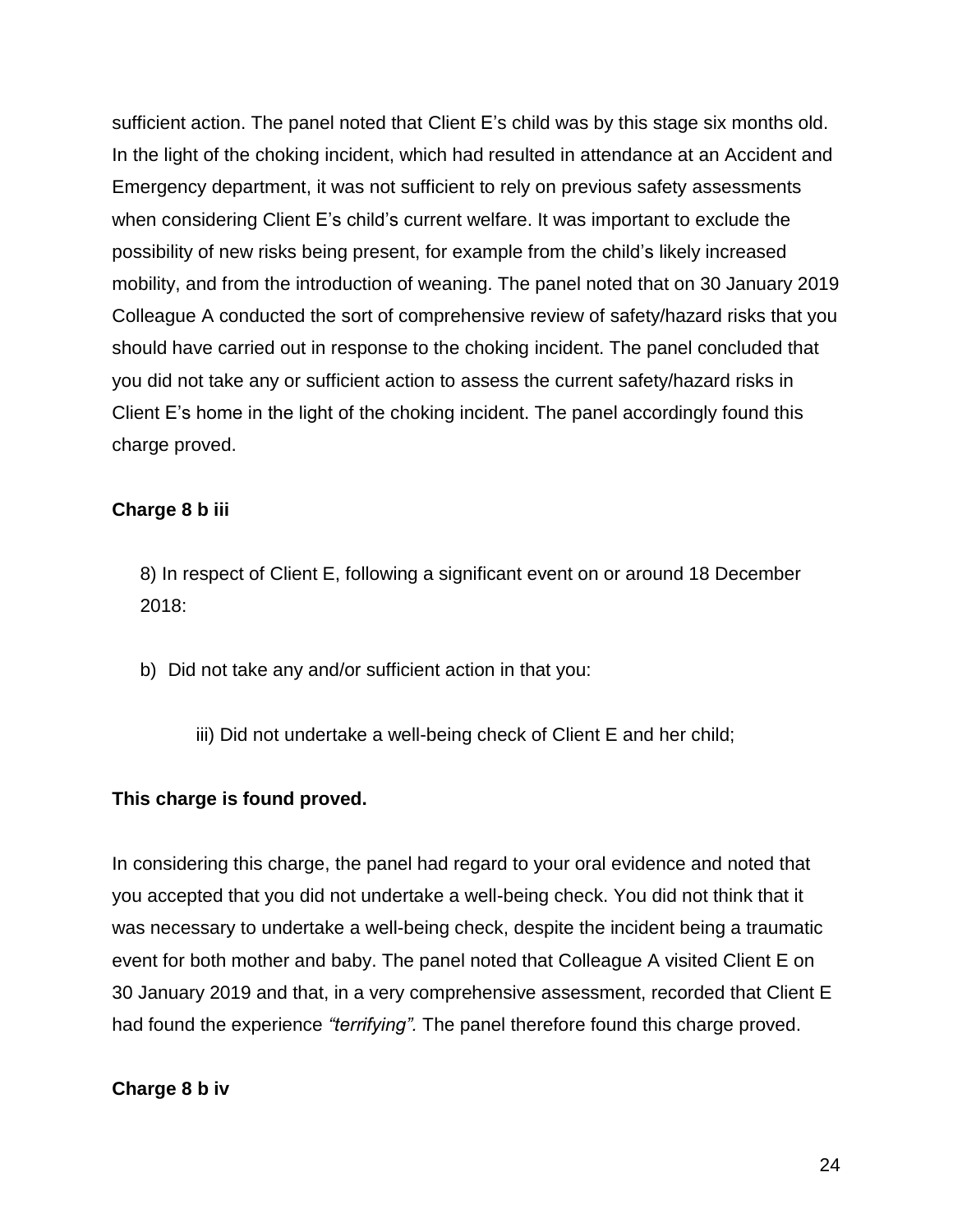sufficient action. The panel noted that Client E's child was by this stage six months old. In the light of the choking incident, which had resulted in attendance at an Accident and Emergency department, it was not sufficient to rely on previous safety assessments when considering Client E's child's current welfare. It was important to exclude the possibility of new risks being present, for example from the child's likely increased mobility, and from the introduction of weaning. The panel noted that on 30 January 2019 Colleague A conducted the sort of comprehensive review of safety/hazard risks that you should have carried out in response to the choking incident. The panel concluded that you did not take any or sufficient action to assess the current safety/hazard risks in Client E's home in the light of the choking incident. The panel accordingly found this charge proved.

**Charge 8 b iii**

> 8) In respect of Client E, following a significant event on or around 18 December 2018:
>
> b) Did not take any and/or sufficient action in that you:
>
> iii) Did not undertake a well-being check of Client E and her child;

**This charge is found proved.**

In considering this charge, the panel had regard to your oral evidence and noted that you accepted that you did not undertake a well-being check. You did not think that it was necessary to undertake a well-being check, despite the incident being a traumatic event for both mother and baby. The panel noted that Colleague A visited Client E on 30 January 2019 and that, in a very comprehensive assessment, recorded that Client E had found the experience *"terrifying".* The panel therefore found this charge proved.

**Charge 8 b iv**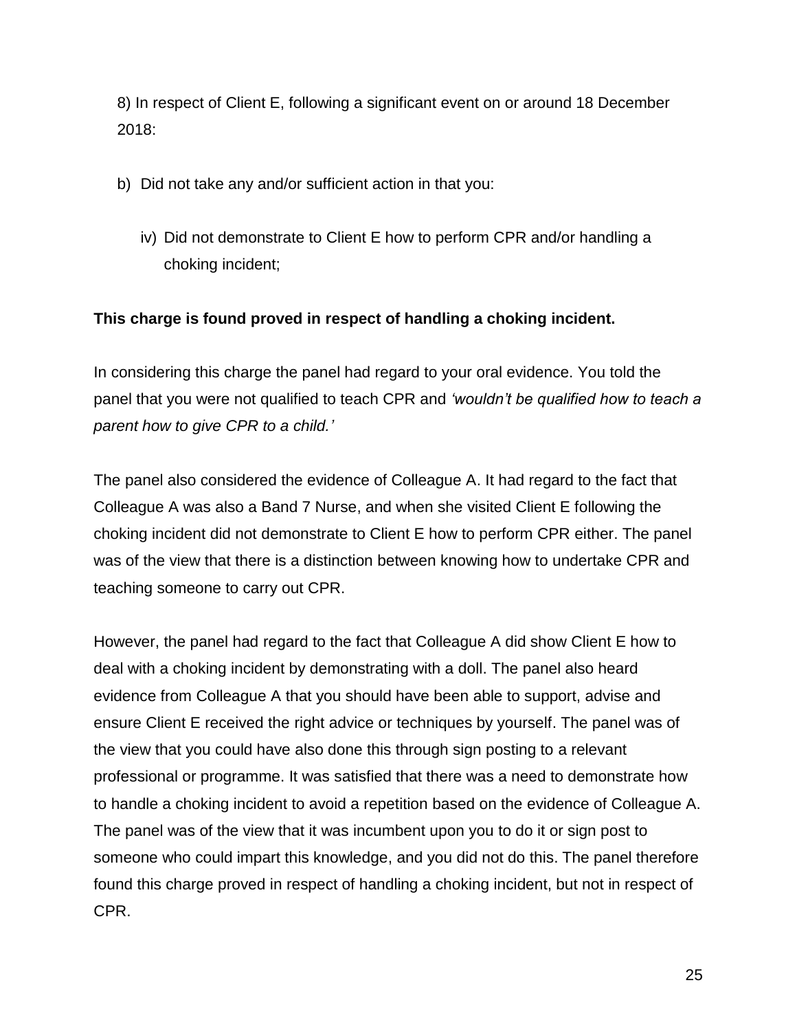8) In respect of Client E, following a significant event on or around 18 December 2018:

b) Did not take any and/or sufficient action in that you:

iv) Did not demonstrate to Client E how to perform CPR and/or handling a choking incident;

**This charge is found proved in respect of handling a choking incident.**

In considering this charge the panel had regard to your oral evidence. You told the panel that you were not qualified to teach CPR and *'wouldn't be qualified how to teach a parent how to give CPR to a child.'*

The panel also considered the evidence of Colleague A. It had regard to the fact that Colleague A was also a Band 7 Nurse, and when she visited Client E following the choking incident did not demonstrate to Client E how to perform CPR either. The panel was of the view that there is a distinction between knowing how to undertake CPR and teaching someone to carry out CPR.

However, the panel had regard to the fact that Colleague A did show Client E how to deal with a choking incident by demonstrating with a doll. The panel also heard evidence from Colleague A that you should have been able to support, advise and ensure Client E received the right advice or techniques by yourself. The panel was of the view that you could have also done this through sign posting to a relevant professional or programme. It was satisfied that there was a need to demonstrate how to handle a choking incident to avoid a repetition based on the evidence of Colleague A. The panel was of the view that it was incumbent upon you to do it or sign post to someone who could impart this knowledge, and you did not do this. The panel therefore found this charge proved in respect of handling a choking incident, but not in respect of CPR.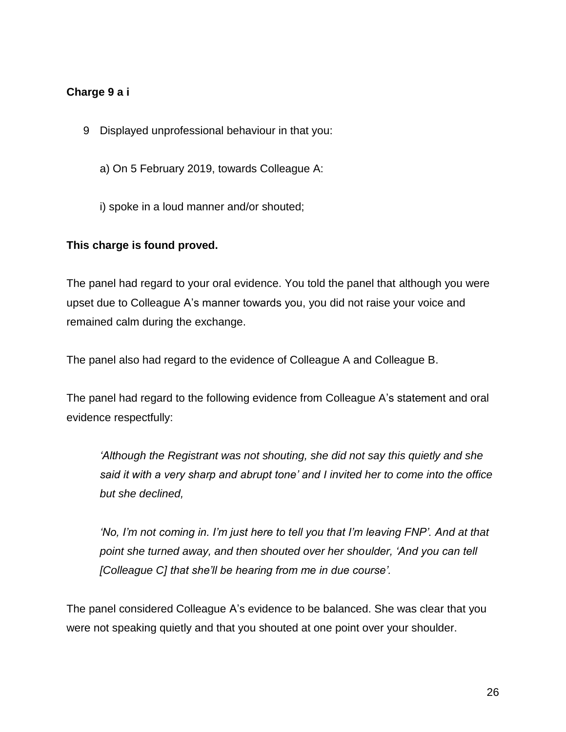**Charge 9 a i**

9 Displayed unprofessional behaviour in that you:

a) On 5 February 2019, towards Colleague A:

i) spoke in a loud manner and/or shouted;

**This charge is found proved.**

The panel had regard to your oral evidence. You told the panel that although you were upset due to Colleague A's manner towards you, you did not raise your voice and remained calm during the exchange.

The panel also had regard to the evidence of Colleague A and Colleague B.

The panel had regard to the following evidence from Colleague A's statement and oral evidence respectfully:

> *'Although the Registrant was not shouting, she did not say this quietly and she said it with a very sharp and abrupt tone' and I invited her to come into the office but she declined,*
>
> *'No, I'm not coming in. I'm just here to tell you that I'm leaving FNP'. And at that point she turned away, and then shouted over her shoulder, 'And you can tell [Colleague C] that she'll be hearing from me in due course'.*

The panel considered Colleague A's evidence to be balanced. She was clear that you were not speaking quietly and that you shouted at one point over your shoulder.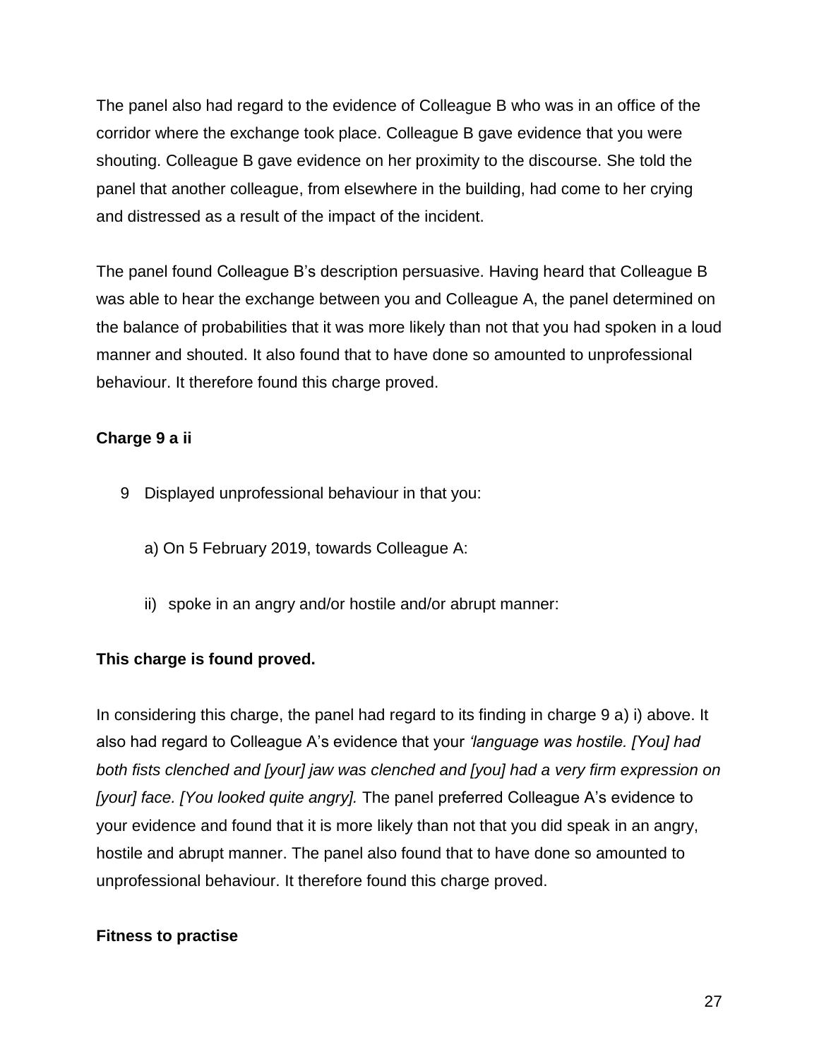The panel also had regard to the evidence of Colleague B who was in an office of the corridor where the exchange took place. Colleague B gave evidence that you were shouting. Colleague B gave evidence on her proximity to the discourse. She told the panel that another colleague, from elsewhere in the building, had come to her crying and distressed as a result of the impact of the incident.

The panel found Colleague B's description persuasive. Having heard that Colleague B was able to hear the exchange between you and Colleague A, the panel determined on the balance of probabilities that it was more likely than not that you had spoken in a loud manner and shouted. It also found that to have done so amounted to unprofessional behaviour. It therefore found this charge proved.

**Charge 9 a ii**

9 Displayed unprofessional behaviour in that you:

a) On 5 February 2019, towards Colleague A:

ii) spoke in an angry and/or hostile and/or abrupt manner:

**This charge is found proved.**

In considering this charge, the panel had regard to its finding in charge 9 a) i) above. It also had regard to Colleague A's evidence that your *'language was hostile. [You] had both fists clenched and [your] jaw was clenched and [you] had a very firm expression on [your] face. [You looked quite angry].* The panel preferred Colleague A's evidence to your evidence and found that it is more likely than not that you did speak in an angry, hostile and abrupt manner. The panel also found that to have done so amounted to unprofessional behaviour. It therefore found this charge proved.

**Fitness to practise**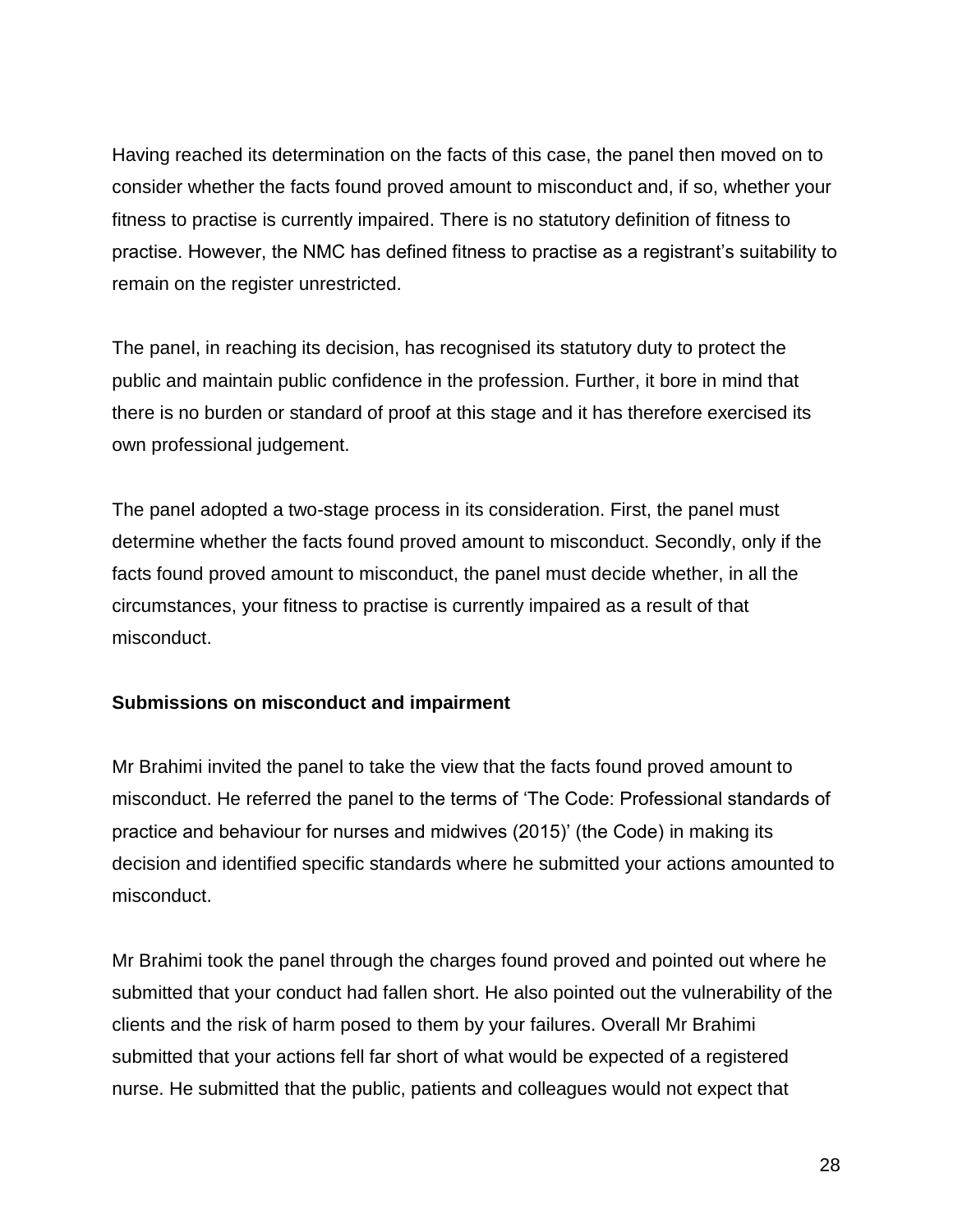Having reached its determination on the facts of this case, the panel then moved on to consider whether the facts found proved amount to misconduct and, if so, whether your fitness to practise is currently impaired. There is no statutory definition of fitness to practise. However, the NMC has defined fitness to practise as a registrant's suitability to remain on the register unrestricted.

The panel, in reaching its decision, has recognised its statutory duty to protect the public and maintain public confidence in the profession. Further, it bore in mind that there is no burden or standard of proof at this stage and it has therefore exercised its own professional judgement.

The panel adopted a two-stage process in its consideration. First, the panel must determine whether the facts found proved amount to misconduct. Secondly, only if the facts found proved amount to misconduct, the panel must decide whether, in all the circumstances, your fitness to practise is currently impaired as a result of that misconduct.

**Submissions on misconduct and impairment**

Mr Brahimi invited the panel to take the view that the facts found proved amount to misconduct. He referred the panel to the terms of 'The Code: Professional standards of practice and behaviour for nurses and midwives (2015)' (the Code) in making its decision and identified specific standards where he submitted your actions amounted to misconduct.

Mr Brahimi took the panel through the charges found proved and pointed out where he submitted that your conduct had fallen short. He also pointed out the vulnerability of the clients and the risk of harm posed to them by your failures. Overall Mr Brahimi submitted that your actions fell far short of what would be expected of a registered nurse. He submitted that the public, patients and colleagues would not expect that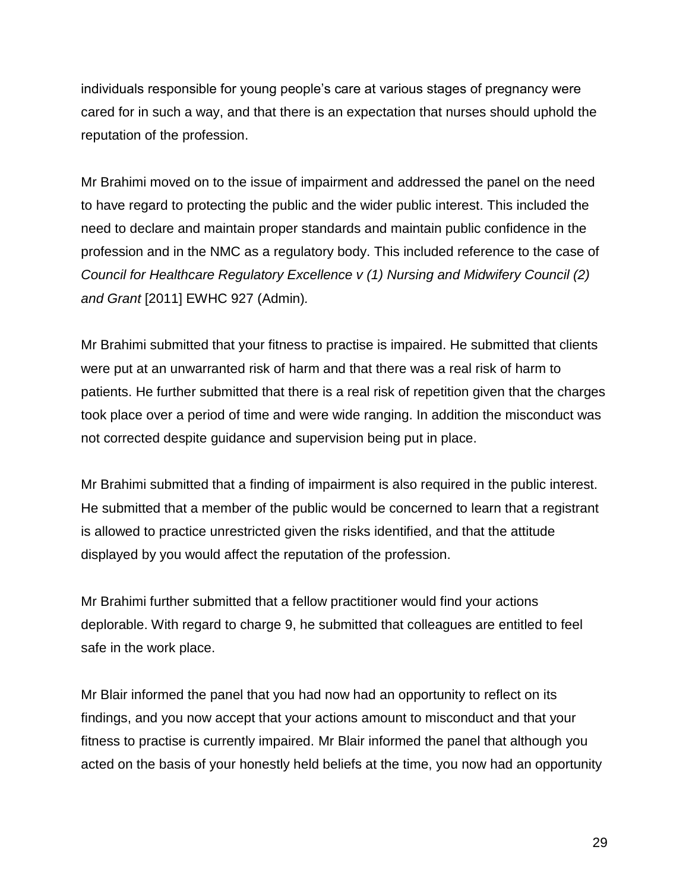individuals responsible for young people's care at various stages of pregnancy were cared for in such a way, and that there is an expectation that nurses should uphold the reputation of the profession.

Mr Brahimi moved on to the issue of impairment and addressed the panel on the need to have regard to protecting the public and the wider public interest. This included the need to declare and maintain proper standards and maintain public confidence in the profession and in the NMC as a regulatory body. This included reference to the case of *Council for Healthcare Regulatory Excellence v (1) Nursing and Midwifery Council (2) and Grant* [2011] EWHC 927 (Admin).

Mr Brahimi submitted that your fitness to practise is impaired. He submitted that clients were put at an unwarranted risk of harm and that there was a real risk of harm to patients. He further submitted that there is a real risk of repetition given that the charges took place over a period of time and were wide ranging. In addition the misconduct was not corrected despite guidance and supervision being put in place.

Mr Brahimi submitted that a finding of impairment is also required in the public interest. He submitted that a member of the public would be concerned to learn that a registrant is allowed to practice unrestricted given the risks identified, and that the attitude displayed by you would affect the reputation of the profession.

Mr Brahimi further submitted that a fellow practitioner would find your actions deplorable. With regard to charge 9, he submitted that colleagues are entitled to feel safe in the work place.

Mr Blair informed the panel that you had now had an opportunity to reflect on its findings, and you now accept that your actions amount to misconduct and that your fitness to practise is currently impaired. Mr Blair informed the panel that although you acted on the basis of your honestly held beliefs at the time, you now had an opportunity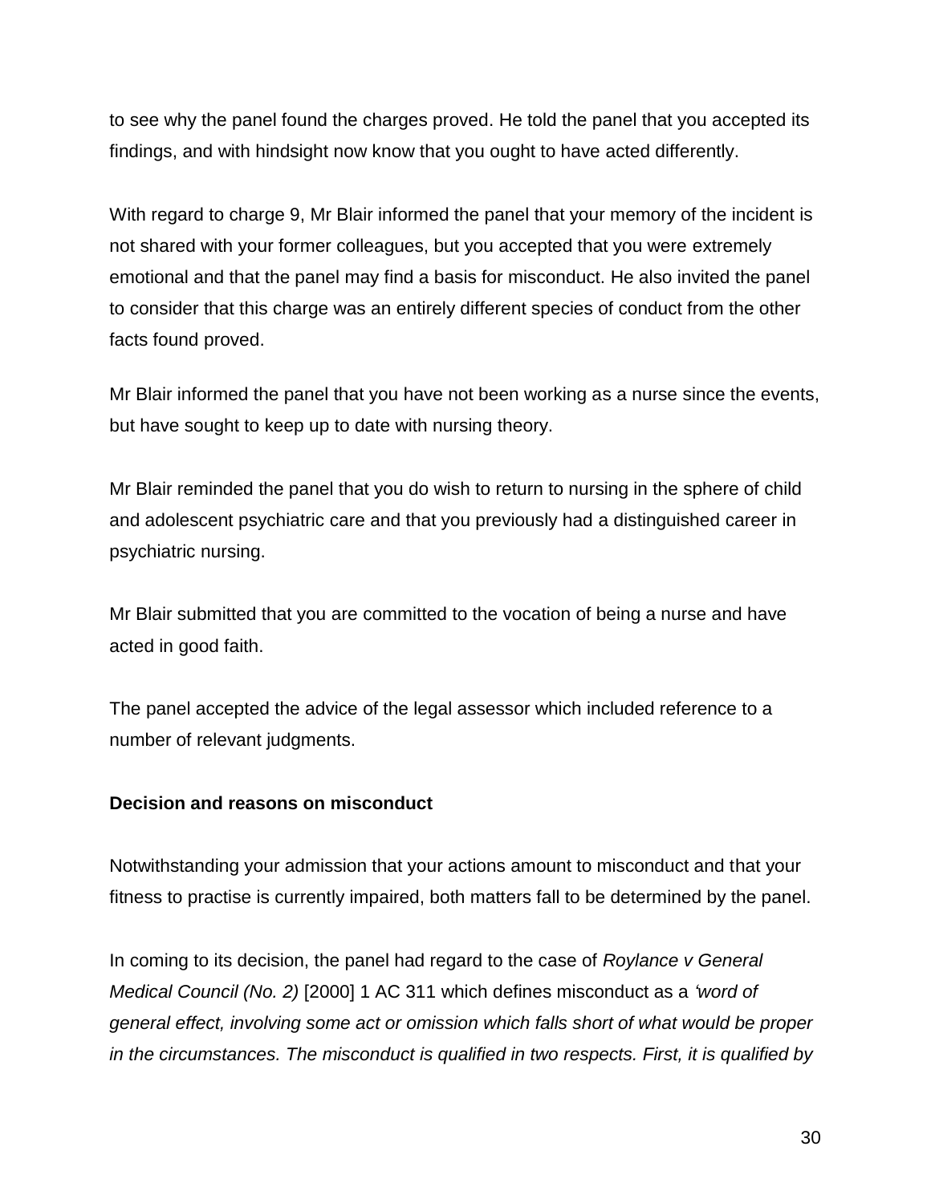to see why the panel found the charges proved. He told the panel that you accepted its findings, and with hindsight now know that you ought to have acted differently.

With regard to charge 9, Mr Blair informed the panel that your memory of the incident is not shared with your former colleagues, but you accepted that you were extremely emotional and that the panel may find a basis for misconduct. He also invited the panel to consider that this charge was an entirely different species of conduct from the other facts found proved.

Mr Blair informed the panel that you have not been working as a nurse since the events, but have sought to keep up to date with nursing theory.

Mr Blair reminded the panel that you do wish to return to nursing in the sphere of child and adolescent psychiatric care and that you previously had a distinguished career in psychiatric nursing.

Mr Blair submitted that you are committed to the vocation of being a nurse and have acted in good faith.

The panel accepted the advice of the legal assessor which included reference to a number of relevant judgments.

**Decision and reasons on misconduct**

Notwithstanding your admission that your actions amount to misconduct and that your fitness to practise is currently impaired, both matters fall to be determined by the panel.

In coming to its decision, the panel had regard to the case of *Roylance v General Medical Council (No. 2)* [2000] 1 AC 311 which defines misconduct as a *'word of general effect, involving some act or omission which falls short of what would be proper in the circumstances. The misconduct is qualified in two respects. First, it is qualified by*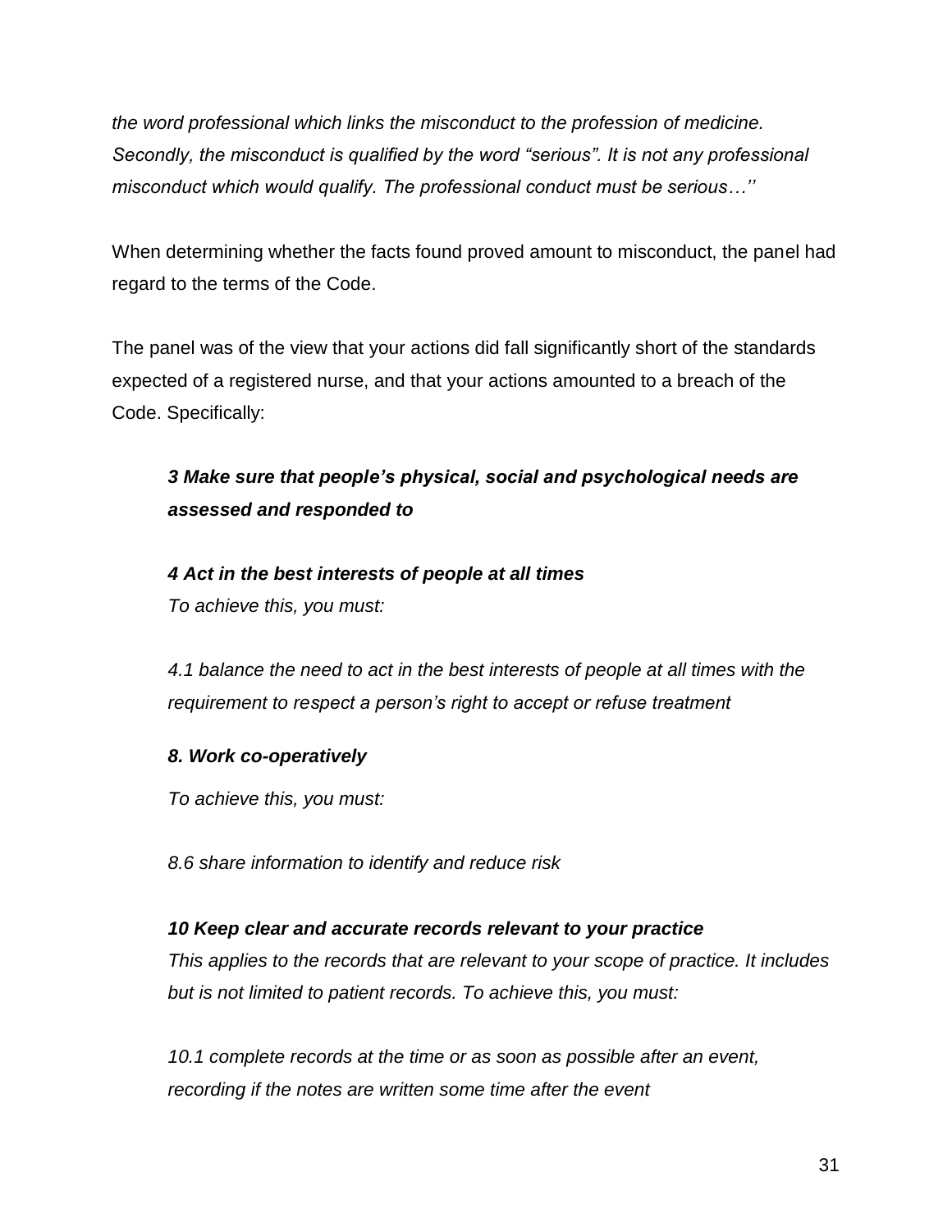*the word professional which links the misconduct to the profession of medicine. Secondly, the misconduct is qualified by the word "serious". It is not any professional misconduct which would qualify. The professional conduct must be serious…''*

When determining whether the facts found proved amount to misconduct, the panel had regard to the terms of the Code.

The panel was of the view that your actions did fall significantly short of the standards expected of a registered nurse, and that your actions amounted to a breach of the Code. Specifically:

> ***3 Make sure that people's physical, social and psychological needs are assessed and responded to***
>
> ***4 Act in the best interests of people at all times***
> *To achieve this, you must:*
>
> *4.1 balance the need to act in the best interests of people at all times with the requirement to respect a person's right to accept or refuse treatment*
>
> ***8. Work co-operatively***
>
> *To achieve this, you must:*
>
> *8.6 share information to identify and reduce risk*
>
> ***10 Keep clear and accurate records relevant to your practice***
> *This applies to the records that are relevant to your scope of practice. It includes but is not limited to patient records. To achieve this, you must:*
>
> *10.1 complete records at the time or as soon as possible after an event, recording if the notes are written some time after the event*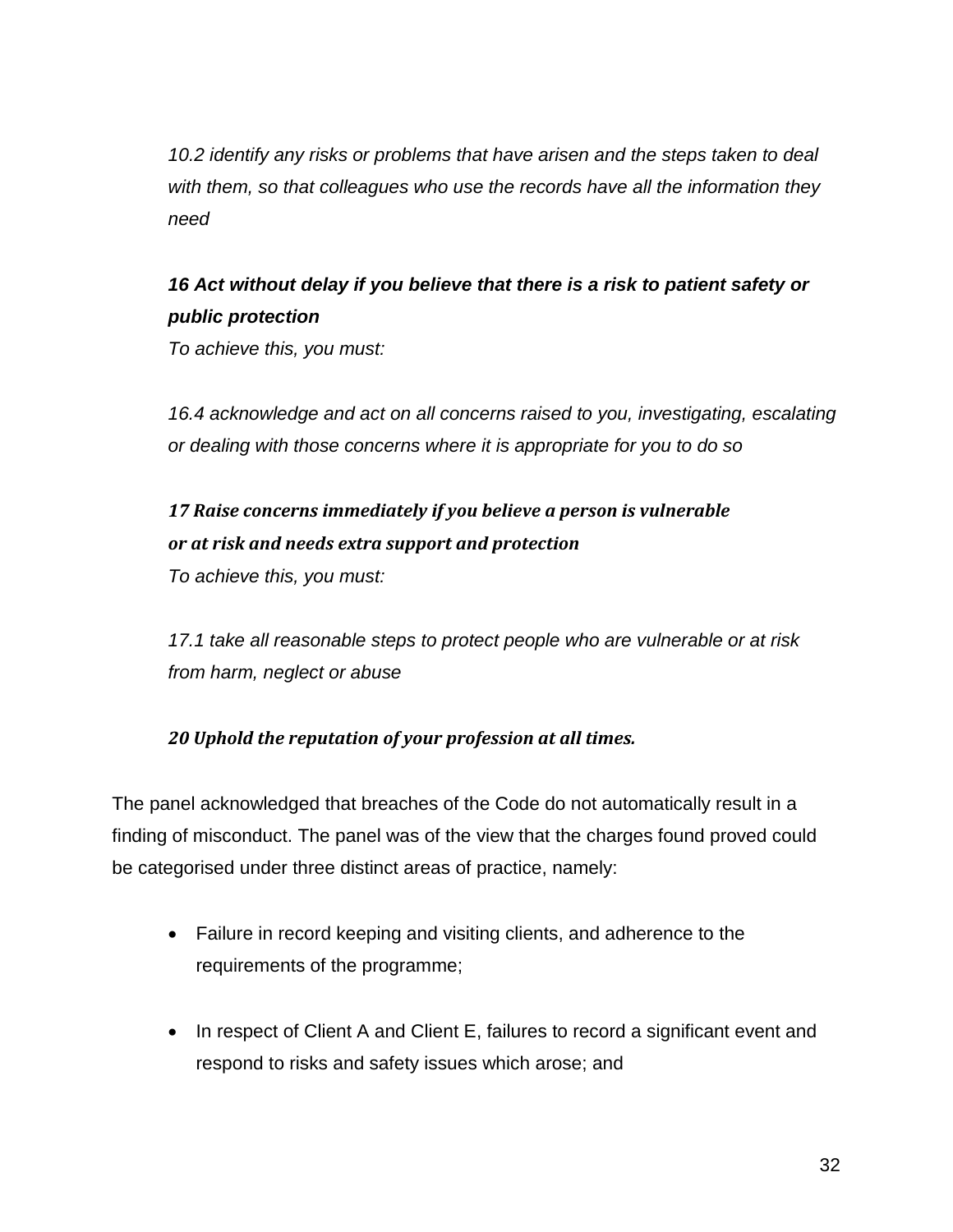*10.2 identify any risks or problems that have arisen and the steps taken to deal with them, so that colleagues who use the records have all the information they need*

***16 Act without delay if you believe that there is a risk to patient safety or public protection***
*To achieve this, you must:*

*16.4 acknowledge and act on all concerns raised to you, investigating, escalating or dealing with those concerns where it is appropriate for you to do so*

***17 Raise concerns immediately if you believe a person is vulnerable or at risk and needs extra support and protection***
*To achieve this, you must:*

*17.1 take all reasonable steps to protect people who are vulnerable or at risk from harm, neglect or abuse*

***20 Uphold the reputation of your profession at all times.***

The panel acknowledged that breaches of the Code do not automatically result in a finding of misconduct. The panel was of the view that the charges found proved could be categorised under three distinct areas of practice, namely:

- Failure in record keeping and visiting clients, and adherence to the requirements of the programme;
- In respect of Client A and Client E, failures to record a significant event and respond to risks and safety issues which arose; and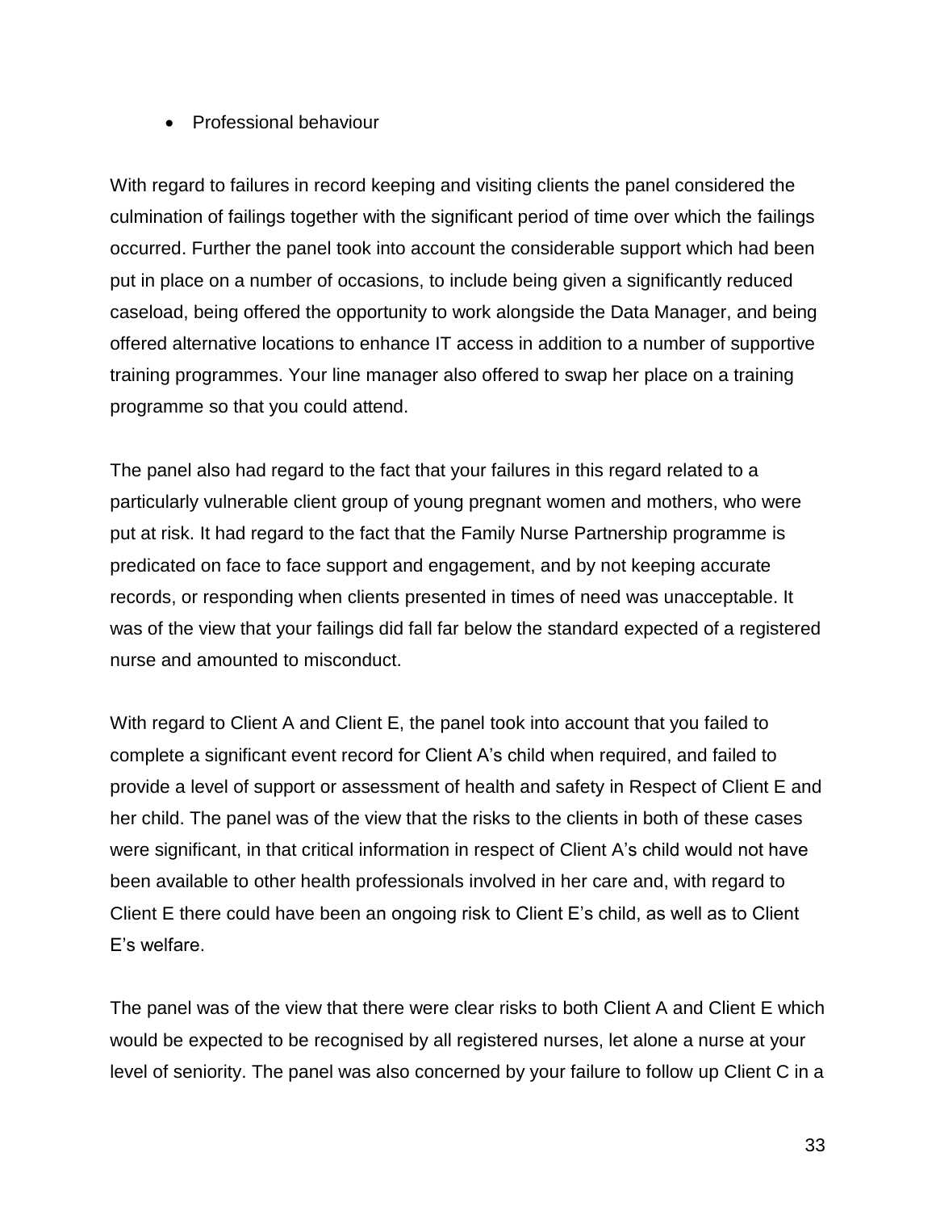- Professional behaviour

With regard to failures in record keeping and visiting clients the panel considered the culmination of failings together with the significant period of time over which the failings occurred. Further the panel took into account the considerable support which had been put in place on a number of occasions, to include being given a significantly reduced caseload, being offered the opportunity to work alongside the Data Manager, and being offered alternative locations to enhance IT access in addition to a number of supportive training programmes. Your line manager also offered to swap her place on a training programme so that you could attend.

The panel also had regard to the fact that your failures in this regard related to a particularly vulnerable client group of young pregnant women and mothers, who were put at risk. It had regard to the fact that the Family Nurse Partnership programme is predicated on face to face support and engagement, and by not keeping accurate records, or responding when clients presented in times of need was unacceptable. It was of the view that your failings did fall far below the standard expected of a registered nurse and amounted to misconduct.

With regard to Client A and Client E, the panel took into account that you failed to complete a significant event record for Client A's child when required, and failed to provide a level of support or assessment of health and safety in Respect of Client E and her child. The panel was of the view that the risks to the clients in both of these cases were significant, in that critical information in respect of Client A's child would not have been available to other health professionals involved in her care and, with regard to Client E there could have been an ongoing risk to Client E's child, as well as to Client E's welfare.

The panel was of the view that there were clear risks to both Client A and Client E which would be expected to be recognised by all registered nurses, let alone a nurse at your level of seniority. The panel was also concerned by your failure to follow up Client C in a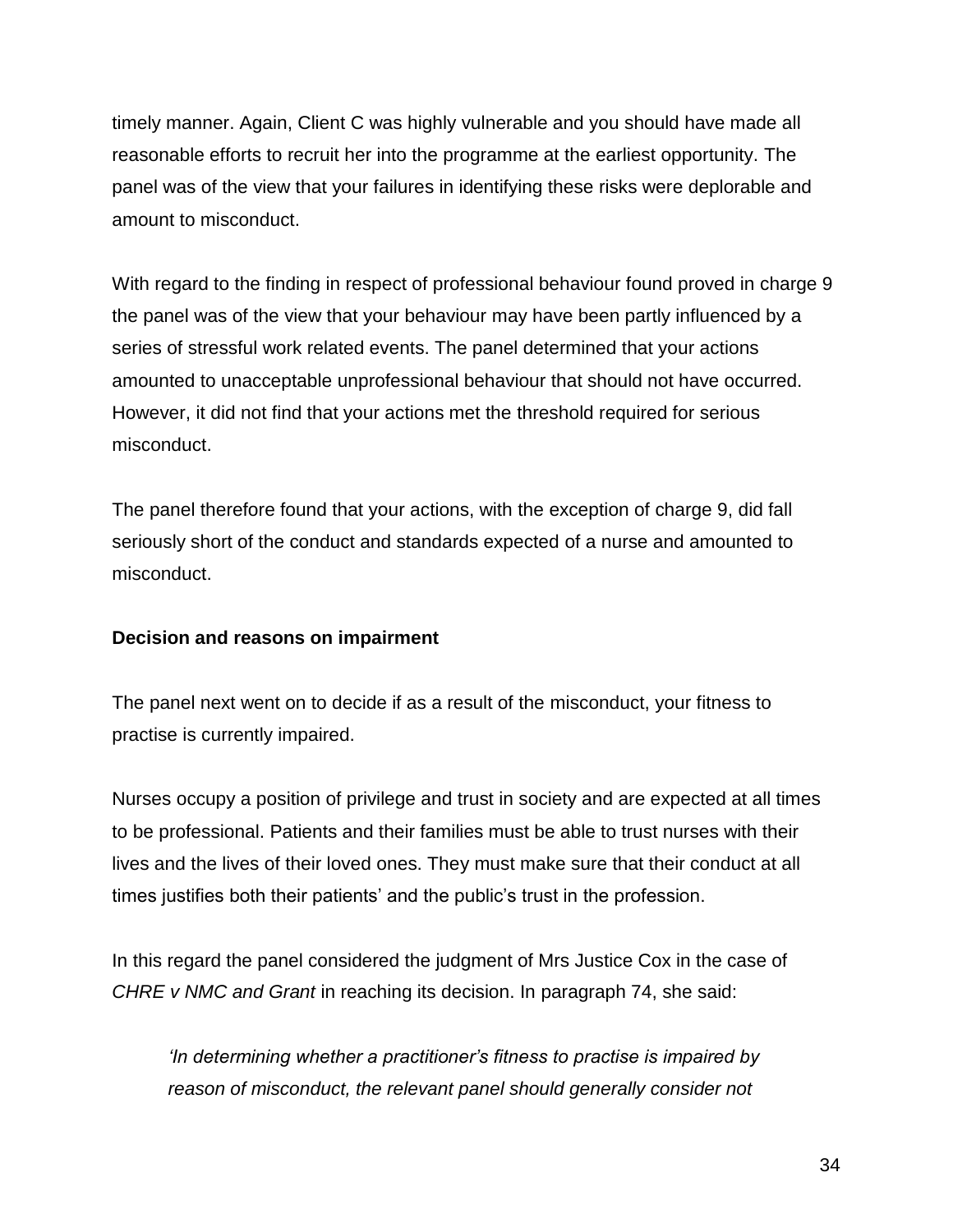timely manner. Again, Client C was highly vulnerable and you should have made all reasonable efforts to recruit her into the programme at the earliest opportunity. The panel was of the view that your failures in identifying these risks were deplorable and amount to misconduct.

With regard to the finding in respect of professional behaviour found proved in charge 9 the panel was of the view that your behaviour may have been partly influenced by a series of stressful work related events. The panel determined that your actions amounted to unacceptable unprofessional behaviour that should not have occurred. However, it did not find that your actions met the threshold required for serious misconduct.

The panel therefore found that your actions, with the exception of charge 9, did fall seriously short of the conduct and standards expected of a nurse and amounted to misconduct.

**Decision and reasons on impairment**

The panel next went on to decide if as a result of the misconduct, your fitness to practise is currently impaired.

Nurses occupy a position of privilege and trust in society and are expected at all times to be professional. Patients and their families must be able to trust nurses with their lives and the lives of their loved ones. They must make sure that their conduct at all times justifies both their patients' and the public's trust in the profession.

In this regard the panel considered the judgment of Mrs Justice Cox in the case of *CHRE v NMC and Grant* in reaching its decision. In paragraph 74, she said:

> *'In determining whether a practitioner's fitness to practise is impaired by reason of misconduct, the relevant panel should generally consider not*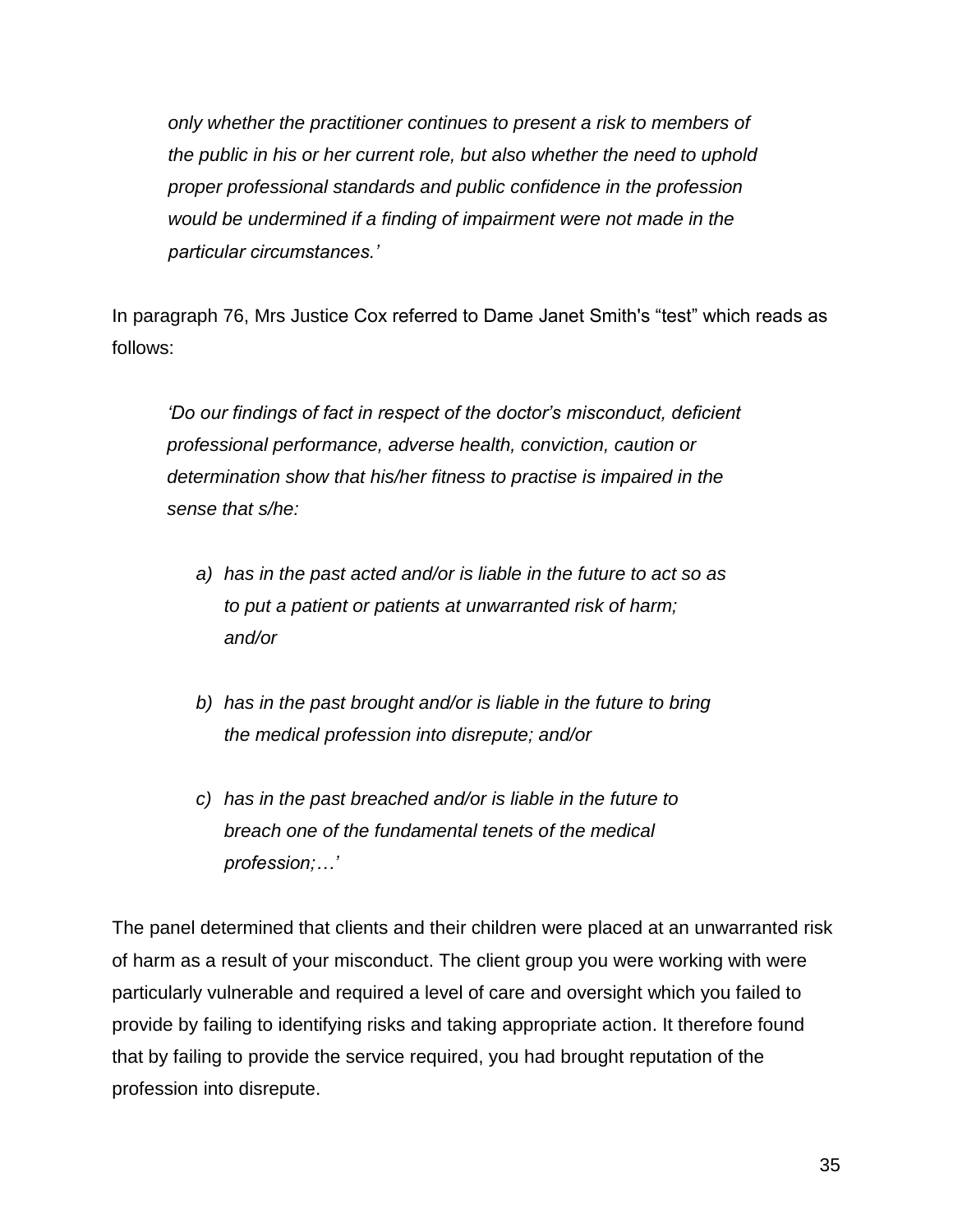*only whether the practitioner continues to present a risk to members of the public in his or her current role, but also whether the need to uphold proper professional standards and public confidence in the profession would be undermined if a finding of impairment were not made in the particular circumstances.'*

In paragraph 76, Mrs Justice Cox referred to Dame Janet Smith's "test" which reads as follows:

*'Do our findings of fact in respect of the doctor's misconduct, deficient professional performance, adverse health, conviction, caution or determination show that his/her fitness to practise is impaired in the sense that s/he:*

*a) has in the past acted and/or is liable in the future to act so as to put a patient or patients at unwarranted risk of harm; and/or*

*b) has in the past brought and/or is liable in the future to bring the medical profession into disrepute; and/or*

*c) has in the past breached and/or is liable in the future to breach one of the fundamental tenets of the medical profession;…'*

The panel determined that clients and their children were placed at an unwarranted risk of harm as a result of your misconduct. The client group you were working with were particularly vulnerable and required a level of care and oversight which you failed to provide by failing to identifying risks and taking appropriate action. It therefore found that by failing to provide the service required, you had brought reputation of the profession into disrepute.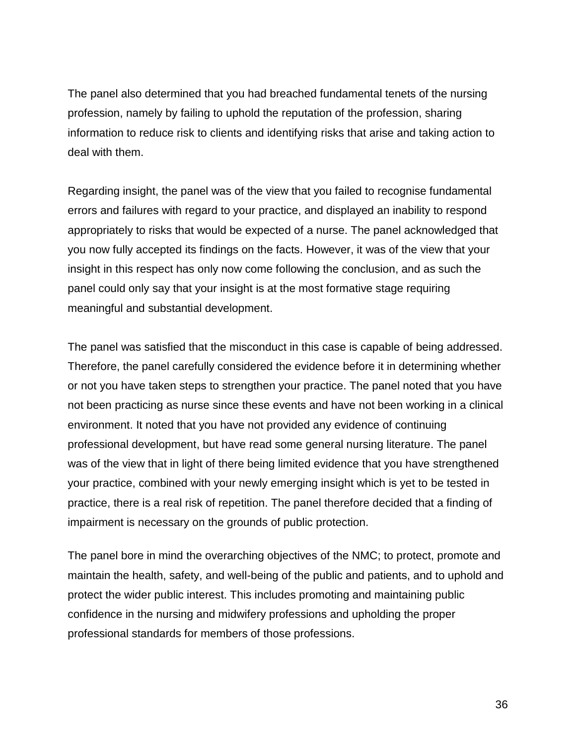The panel also determined that you had breached fundamental tenets of the nursing profession, namely by failing to uphold the reputation of the profession, sharing information to reduce risk to clients and identifying risks that arise and taking action to deal with them.

Regarding insight, the panel was of the view that you failed to recognise fundamental errors and failures with regard to your practice, and displayed an inability to respond appropriately to risks that would be expected of a nurse. The panel acknowledged that you now fully accepted its findings on the facts. However, it was of the view that your insight in this respect has only now come following the conclusion, and as such the panel could only say that your insight is at the most formative stage requiring meaningful and substantial development.

The panel was satisfied that the misconduct in this case is capable of being addressed. Therefore, the panel carefully considered the evidence before it in determining whether or not you have taken steps to strengthen your practice. The panel noted that you have not been practicing as nurse since these events and have not been working in a clinical environment. It noted that you have not provided any evidence of continuing professional development, but have read some general nursing literature. The panel was of the view that in light of there being limited evidence that you have strengthened your practice, combined with your newly emerging insight which is yet to be tested in practice, there is a real risk of repetition. The panel therefore decided that a finding of impairment is necessary on the grounds of public protection.

The panel bore in mind the overarching objectives of the NMC; to protect, promote and maintain the health, safety, and well-being of the public and patients, and to uphold and protect the wider public interest. This includes promoting and maintaining public confidence in the nursing and midwifery professions and upholding the proper professional standards for members of those professions.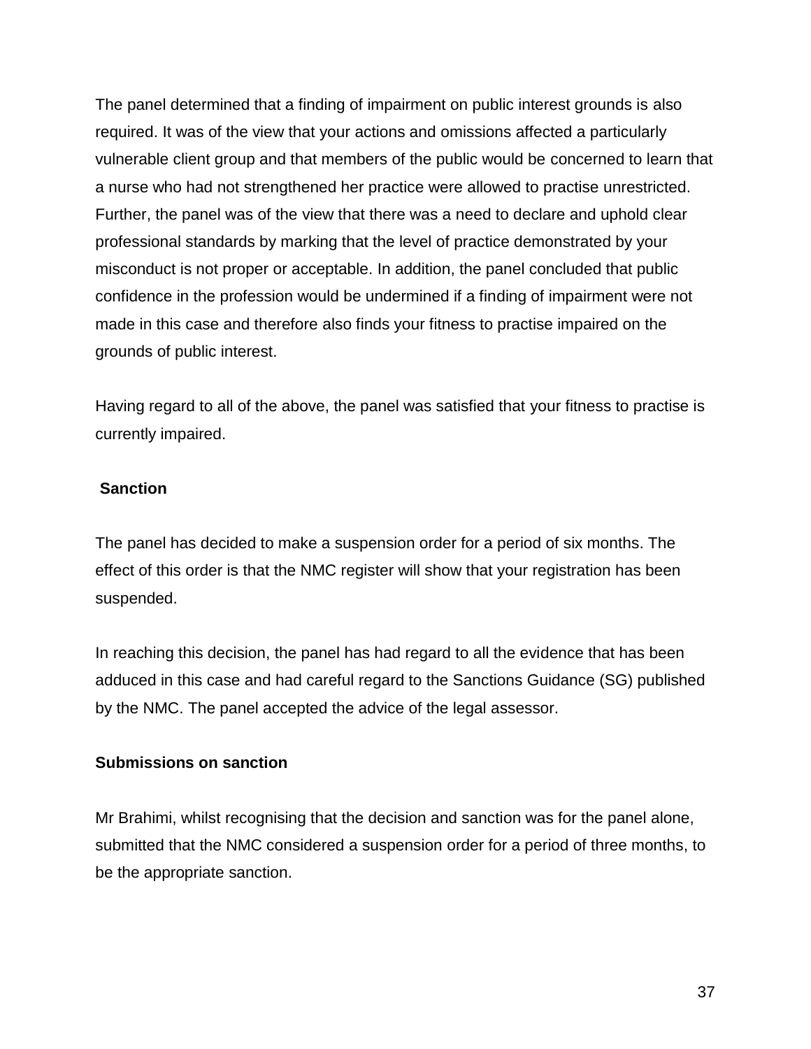The panel determined that a finding of impairment on public interest grounds is also required. It was of the view that your actions and omissions affected a particularly vulnerable client group and that members of the public would be concerned to learn that a nurse who had not strengthened her practice were allowed to practise unrestricted. Further, the panel was of the view that there was a need to declare and uphold clear professional standards by marking that the level of practice demonstrated by your misconduct is not proper or acceptable. In addition, the panel concluded that public confidence in the profession would be undermined if a finding of impairment were not made in this case and therefore also finds your fitness to practise impaired on the grounds of public interest.

Having regard to all of the above, the panel was satisfied that your fitness to practise is currently impaired.

**Sanction**

The panel has decided to make a suspension order for a period of six months. The effect of this order is that the NMC register will show that your registration has been suspended.

In reaching this decision, the panel has had regard to all the evidence that has been adduced in this case and had careful regard to the Sanctions Guidance (SG) published by the NMC. The panel accepted the advice of the legal assessor.

**Submissions on sanction**

Mr Brahimi, whilst recognising that the decision and sanction was for the panel alone, submitted that the NMC considered a suspension order for a period of three months, to be the appropriate sanction.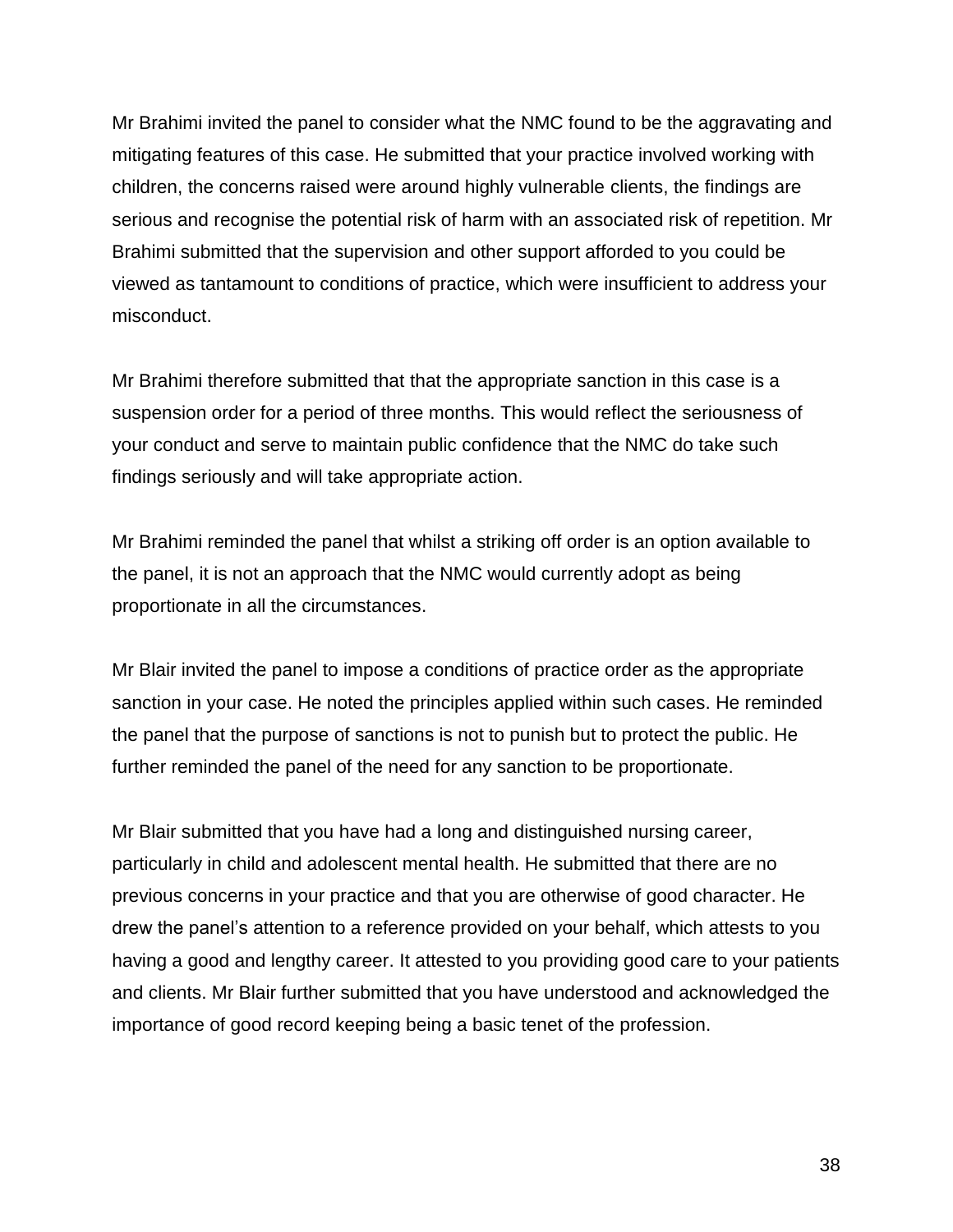Mr Brahimi invited the panel to consider what the NMC found to be the aggravating and mitigating features of this case. He submitted that your practice involved working with children, the concerns raised were around highly vulnerable clients, the findings are serious and recognise the potential risk of harm with an associated risk of repetition. Mr Brahimi submitted that the supervision and other support afforded to you could be viewed as tantamount to conditions of practice, which were insufficient to address your misconduct.

Mr Brahimi therefore submitted that that the appropriate sanction in this case is a suspension order for a period of three months. This would reflect the seriousness of your conduct and serve to maintain public confidence that the NMC do take such findings seriously and will take appropriate action.

Mr Brahimi reminded the panel that whilst a striking off order is an option available to the panel, it is not an approach that the NMC would currently adopt as being proportionate in all the circumstances.

Mr Blair invited the panel to impose a conditions of practice order as the appropriate sanction in your case. He noted the principles applied within such cases. He reminded the panel that the purpose of sanctions is not to punish but to protect the public. He further reminded the panel of the need for any sanction to be proportionate.

Mr Blair submitted that you have had a long and distinguished nursing career, particularly in child and adolescent mental health. He submitted that there are no previous concerns in your practice and that you are otherwise of good character. He drew the panel's attention to a reference provided on your behalf, which attests to you having a good and lengthy career. It attested to you providing good care to your patients and clients. Mr Blair further submitted that you have understood and acknowledged the importance of good record keeping being a basic tenet of the profession.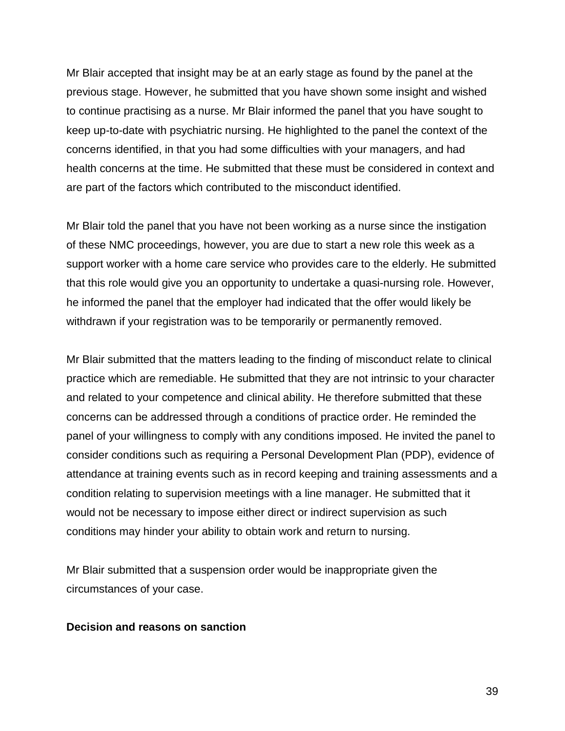Mr Blair accepted that insight may be at an early stage as found by the panel at the previous stage. However, he submitted that you have shown some insight and wished to continue practising as a nurse. Mr Blair informed the panel that you have sought to keep up-to-date with psychiatric nursing. He highlighted to the panel the context of the concerns identified, in that you had some difficulties with your managers, and had health concerns at the time. He submitted that these must be considered in context and are part of the factors which contributed to the misconduct identified.

Mr Blair told the panel that you have not been working as a nurse since the instigation of these NMC proceedings, however, you are due to start a new role this week as a support worker with a home care service who provides care to the elderly. He submitted that this role would give you an opportunity to undertake a quasi-nursing role. However, he informed the panel that the employer had indicated that the offer would likely be withdrawn if your registration was to be temporarily or permanently removed.

Mr Blair submitted that the matters leading to the finding of misconduct relate to clinical practice which are remediable. He submitted that they are not intrinsic to your character and related to your competence and clinical ability. He therefore submitted that these concerns can be addressed through a conditions of practice order. He reminded the panel of your willingness to comply with any conditions imposed. He invited the panel to consider conditions such as requiring a Personal Development Plan (PDP), evidence of attendance at training events such as in record keeping and training assessments and a condition relating to supervision meetings with a line manager. He submitted that it would not be necessary to impose either direct or indirect supervision as such conditions may hinder your ability to obtain work and return to nursing.

Mr Blair submitted that a suspension order would be inappropriate given the circumstances of your case.

**Decision and reasons on sanction**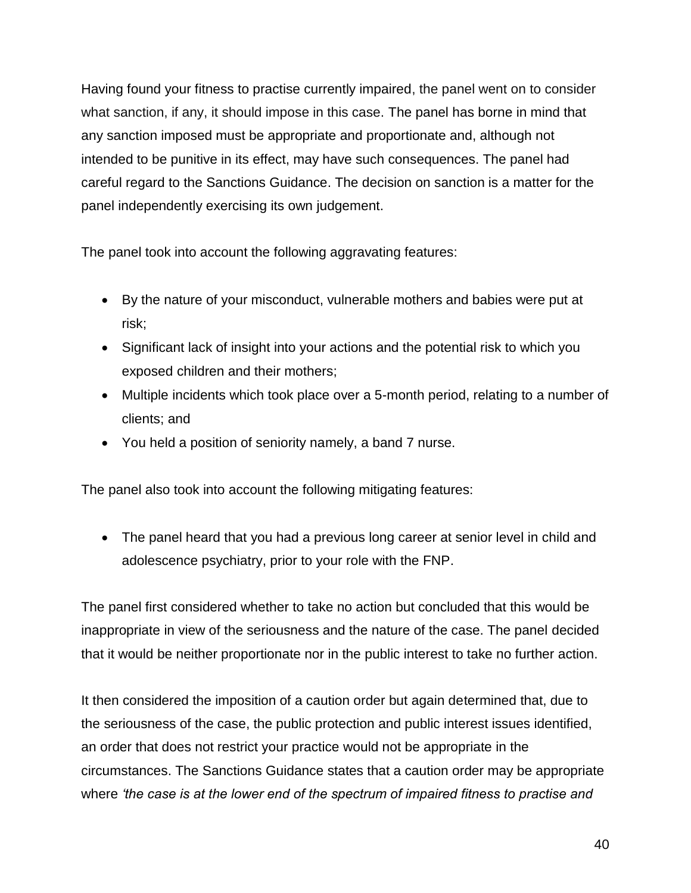Having found your fitness to practise currently impaired, the panel went on to consider what sanction, if any, it should impose in this case. The panel has borne in mind that any sanction imposed must be appropriate and proportionate and, although not intended to be punitive in its effect, may have such consequences. The panel had careful regard to the Sanctions Guidance. The decision on sanction is a matter for the panel independently exercising its own judgement.

The panel took into account the following aggravating features:

- By the nature of your misconduct, vulnerable mothers and babies were put at risk;
- Significant lack of insight into your actions and the potential risk to which you exposed children and their mothers;
- Multiple incidents which took place over a 5-month period, relating to a number of clients; and
- You held a position of seniority namely, a band 7 nurse.

The panel also took into account the following mitigating features:

- The panel heard that you had a previous long career at senior level in child and adolescence psychiatry, prior to your role with the FNP.

The panel first considered whether to take no action but concluded that this would be inappropriate in view of the seriousness and the nature of the case. The panel decided that it would be neither proportionate nor in the public interest to take no further action.

It then considered the imposition of a caution order but again determined that, due to the seriousness of the case, the public protection and public interest issues identified, an order that does not restrict your practice would not be appropriate in the circumstances. The Sanctions Guidance states that a caution order may be appropriate where *'the case is at the lower end of the spectrum of impaired fitness to practise and*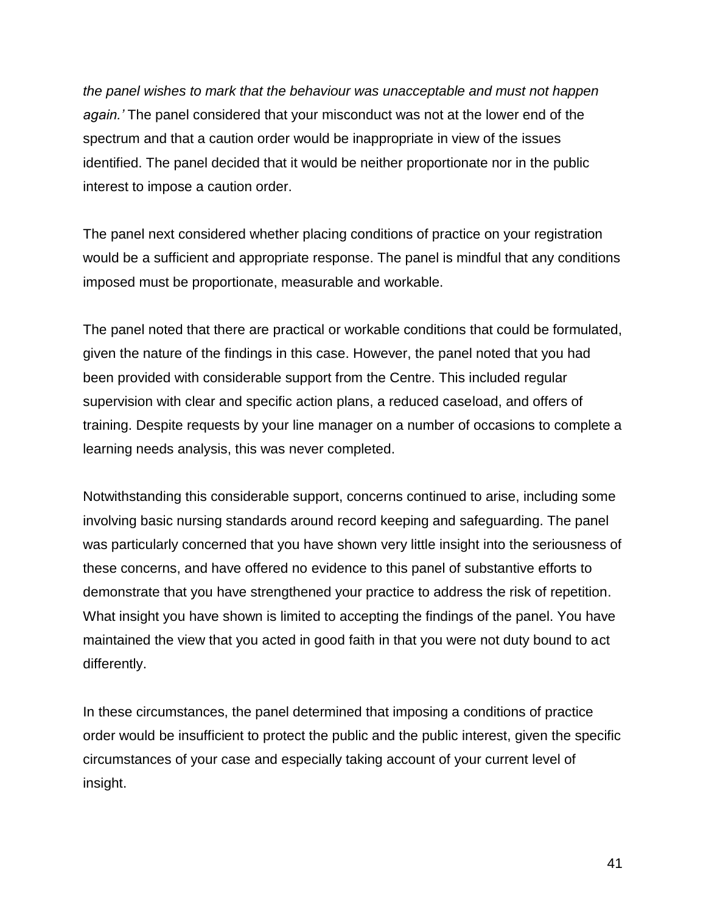*the panel wishes to mark that the behaviour was unacceptable and must not happen again.'* The panel considered that your misconduct was not at the lower end of the spectrum and that a caution order would be inappropriate in view of the issues identified. The panel decided that it would be neither proportionate nor in the public interest to impose a caution order.

The panel next considered whether placing conditions of practice on your registration would be a sufficient and appropriate response. The panel is mindful that any conditions imposed must be proportionate, measurable and workable.

The panel noted that there are practical or workable conditions that could be formulated, given the nature of the findings in this case. However, the panel noted that you had been provided with considerable support from the Centre. This included regular supervision with clear and specific action plans, a reduced caseload, and offers of training. Despite requests by your line manager on a number of occasions to complete a learning needs analysis, this was never completed.

Notwithstanding this considerable support, concerns continued to arise, including some involving basic nursing standards around record keeping and safeguarding. The panel was particularly concerned that you have shown very little insight into the seriousness of these concerns, and have offered no evidence to this panel of substantive efforts to demonstrate that you have strengthened your practice to address the risk of repetition. What insight you have shown is limited to accepting the findings of the panel. You have maintained the view that you acted in good faith in that you were not duty bound to act differently.

In these circumstances, the panel determined that imposing a conditions of practice order would be insufficient to protect the public and the public interest, given the specific circumstances of your case and especially taking account of your current level of insight.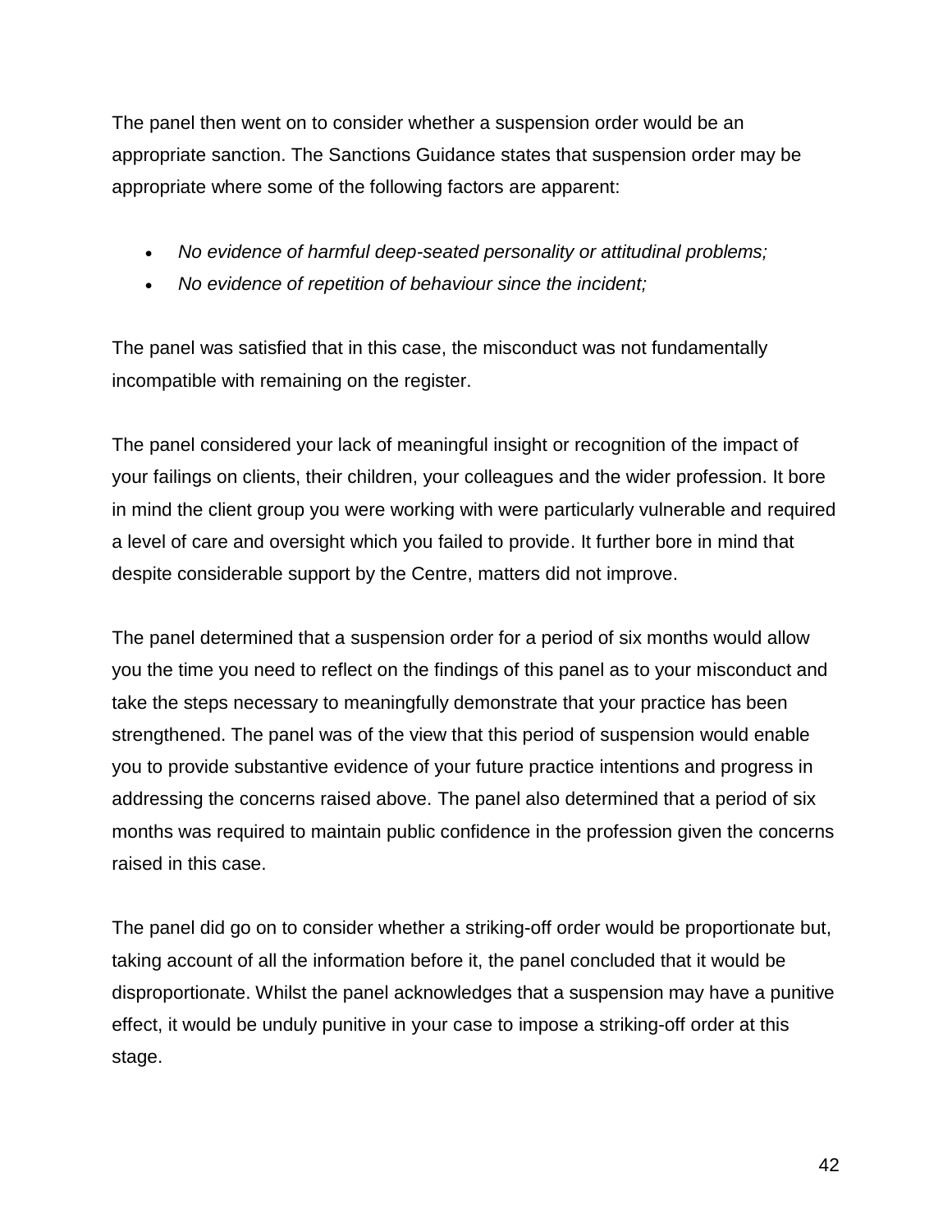The panel then went on to consider whether a suspension order would be an appropriate sanction. The Sanctions Guidance states that suspension order may be appropriate where some of the following factors are apparent:

- *No evidence of harmful deep-seated personality or attitudinal problems;*
- *No evidence of repetition of behaviour since the incident;*

The panel was satisfied that in this case, the misconduct was not fundamentally incompatible with remaining on the register.

The panel considered your lack of meaningful insight or recognition of the impact of your failings on clients, their children, your colleagues and the wider profession. It bore in mind the client group you were working with were particularly vulnerable and required a level of care and oversight which you failed to provide. It further bore in mind that despite considerable support by the Centre, matters did not improve.

The panel determined that a suspension order for a period of six months would allow you the time you need to reflect on the findings of this panel as to your misconduct and take the steps necessary to meaningfully demonstrate that your practice has been strengthened. The panel was of the view that this period of suspension would enable you to provide substantive evidence of your future practice intentions and progress in addressing the concerns raised above. The panel also determined that a period of six months was required to maintain public confidence in the profession given the concerns raised in this case.

The panel did go on to consider whether a striking-off order would be proportionate but, taking account of all the information before it, the panel concluded that it would be disproportionate. Whilst the panel acknowledges that a suspension may have a punitive effect, it would be unduly punitive in your case to impose a striking-off order at this stage.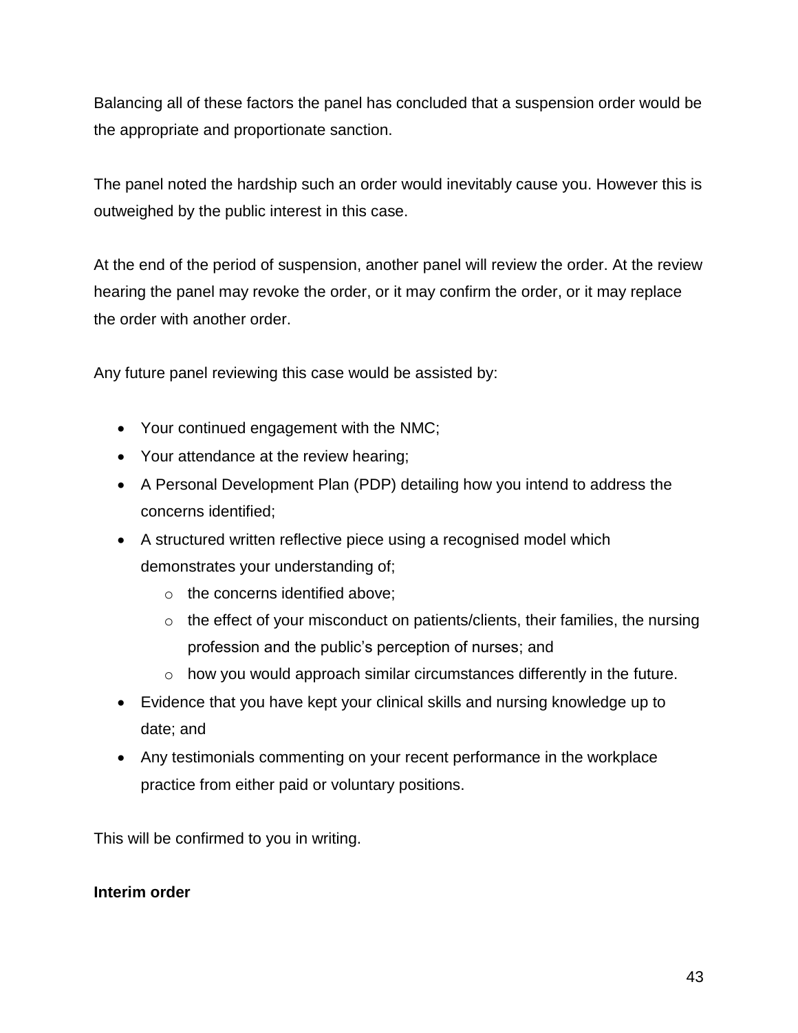Balancing all of these factors the panel has concluded that a suspension order would be the appropriate and proportionate sanction.

The panel noted the hardship such an order would inevitably cause you. However this is outweighed by the public interest in this case.

At the end of the period of suspension, another panel will review the order. At the review hearing the panel may revoke the order, or it may confirm the order, or it may replace the order with another order.

Any future panel reviewing this case would be assisted by:

- Your continued engagement with the NMC;
- Your attendance at the review hearing;
- A Personal Development Plan (PDP) detailing how you intend to address the concerns identified;
- A structured written reflective piece using a recognised model which demonstrates your understanding of;
  - the concerns identified above;
  - the effect of your misconduct on patients/clients, their families, the nursing profession and the public's perception of nurses; and
  - how you would approach similar circumstances differently in the future.
- Evidence that you have kept your clinical skills and nursing knowledge up to date; and
- Any testimonials commenting on your recent performance in the workplace practice from either paid or voluntary positions.

This will be confirmed to you in writing.

**Interim order**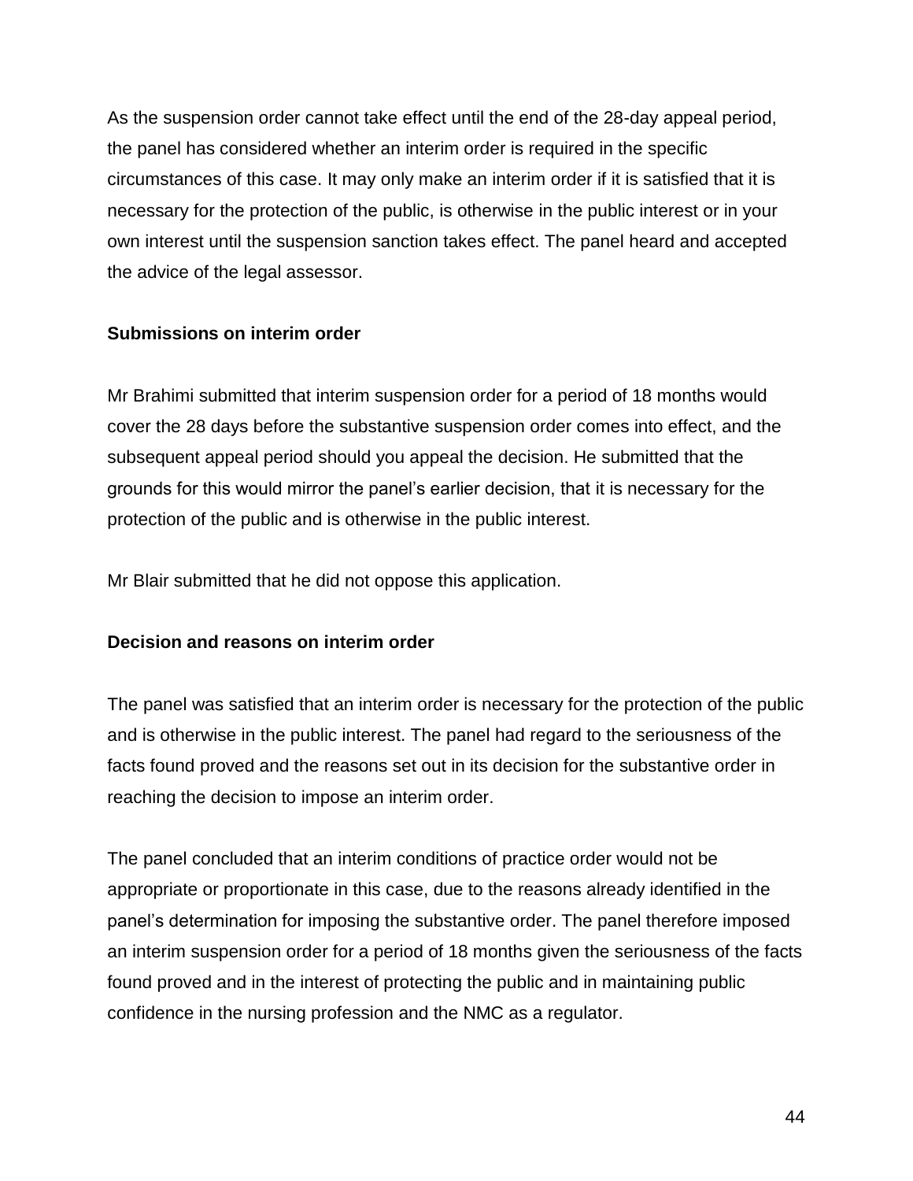As the suspension order cannot take effect until the end of the 28-day appeal period, the panel has considered whether an interim order is required in the specific circumstances of this case. It may only make an interim order if it is satisfied that it is necessary for the protection of the public, is otherwise in the public interest or in your own interest until the suspension sanction takes effect. The panel heard and accepted the advice of the legal assessor.

**Submissions on interim order**

Mr Brahimi submitted that interim suspension order for a period of 18 months would cover the 28 days before the substantive suspension order comes into effect, and the subsequent appeal period should you appeal the decision. He submitted that the grounds for this would mirror the panel's earlier decision, that it is necessary for the protection of the public and is otherwise in the public interest.

Mr Blair submitted that he did not oppose this application.

**Decision and reasons on interim order**

The panel was satisfied that an interim order is necessary for the protection of the public and is otherwise in the public interest. The panel had regard to the seriousness of the facts found proved and the reasons set out in its decision for the substantive order in reaching the decision to impose an interim order.

The panel concluded that an interim conditions of practice order would not be appropriate or proportionate in this case, due to the reasons already identified in the panel's determination for imposing the substantive order. The panel therefore imposed an interim suspension order for a period of 18 months given the seriousness of the facts found proved and in the interest of protecting the public and in maintaining public confidence in the nursing profession and the NMC as a regulator.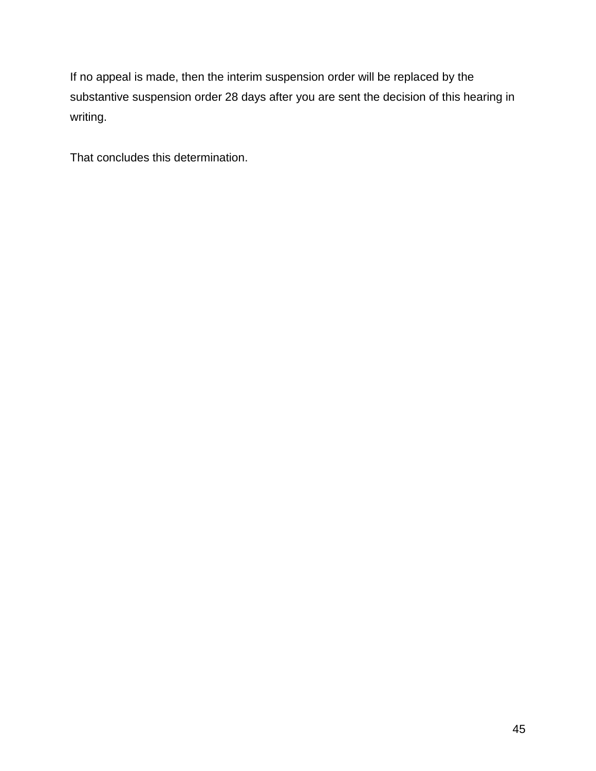If no appeal is made, then the interim suspension order will be replaced by the substantive suspension order 28 days after you are sent the decision of this hearing in writing.

That concludes this determination.